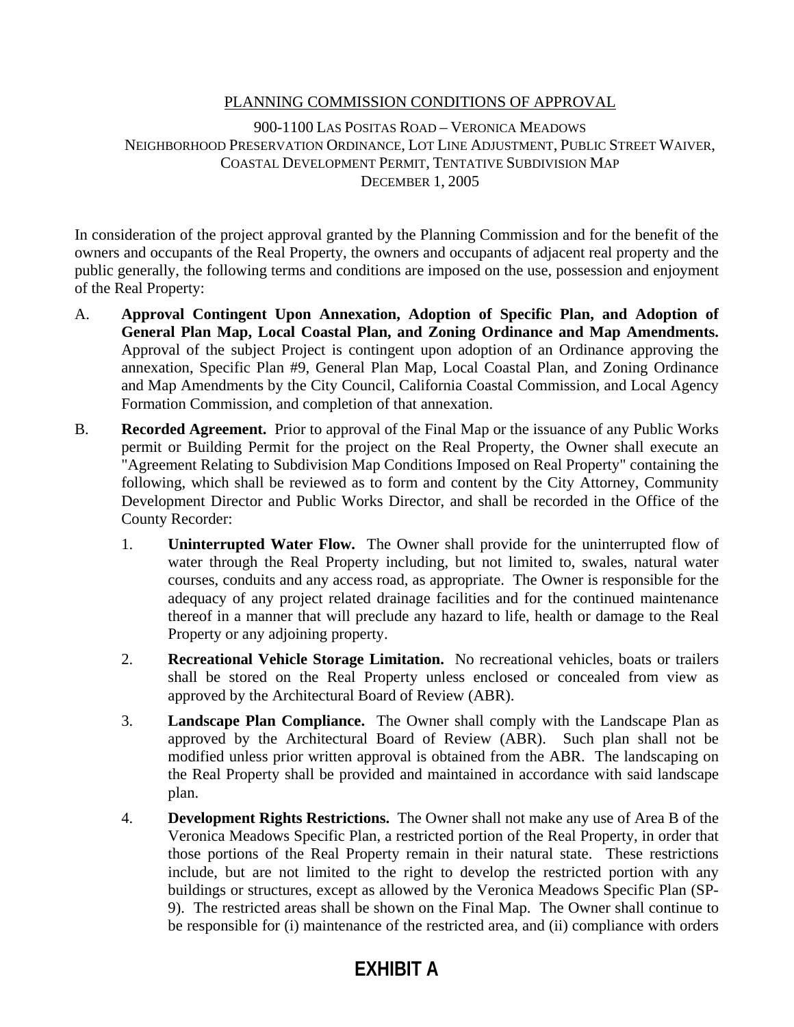# PLANNING COMMISSION CONDITIONS OF APPROVAL

900-1100 LAS POSITAS ROAD – VERONICA MEADOWS
NEIGHBORHOOD PRESERVATION ORDINANCE, LOT LINE ADJUSTMENT, PUBLIC STREET WAIVER, COASTAL DEVELOPMENT PERMIT, TENTATIVE SUBDIVISION MAP
DECEMBER 1, 2005

In consideration of the project approval granted by the Planning Commission and for the benefit of the owners and occupants of the Real Property, the owners and occupants of adjacent real property and the public generally, the following terms and conditions are imposed on the use, possession and enjoyment of the Real Property:

A. **Approval Contingent Upon Annexation, Adoption of Specific Plan, and Adoption of General Plan Map, Local Coastal Plan, and Zoning Ordinance and Map Amendments.** Approval of the subject Project is contingent upon adoption of an Ordinance approving the annexation, Specific Plan #9, General Plan Map, Local Coastal Plan, and Zoning Ordinance and Map Amendments by the City Council, California Coastal Commission, and Local Agency Formation Commission, and completion of that annexation.

B. **Recorded Agreement.** Prior to approval of the Final Map or the issuance of any Public Works permit or Building Permit for the project on the Real Property, the Owner shall execute an "Agreement Relating to Subdivision Map Conditions Imposed on Real Property" containing the following, which shall be reviewed as to form and content by the City Attorney, Community Development Director and Public Works Director, and shall be recorded in the Office of the County Recorder:

   1. **Uninterrupted Water Flow.** The Owner shall provide for the uninterrupted flow of water through the Real Property including, but not limited to, swales, natural water courses, conduits and any access road, as appropriate. The Owner is responsible for the adequacy of any project related drainage facilities and for the continued maintenance thereof in a manner that will preclude any hazard to life, health or damage to the Real Property or any adjoining property.

   2. **Recreational Vehicle Storage Limitation.** No recreational vehicles, boats or trailers shall be stored on the Real Property unless enclosed or concealed from view as approved by the Architectural Board of Review (ABR).

   3. **Landscape Plan Compliance.** The Owner shall comply with the Landscape Plan as approved by the Architectural Board of Review (ABR). Such plan shall not be modified unless prior written approval is obtained from the ABR. The landscaping on the Real Property shall be provided and maintained in accordance with said landscape plan.

   4. **Development Rights Restrictions.** The Owner shall not make any use of Area B of the Veronica Meadows Specific Plan, a restricted portion of the Real Property, in order that those portions of the Real Property remain in their natural state. These restrictions include, but are not limited to the right to develop the restricted portion with any buildings or structures, except as allowed by the Veronica Meadows Specific Plan (SP-9). The restricted areas shall be shown on the Final Map. The Owner shall continue to be responsible for (i) maintenance of the restricted area, and (ii) compliance with orders

**EXHIBIT A**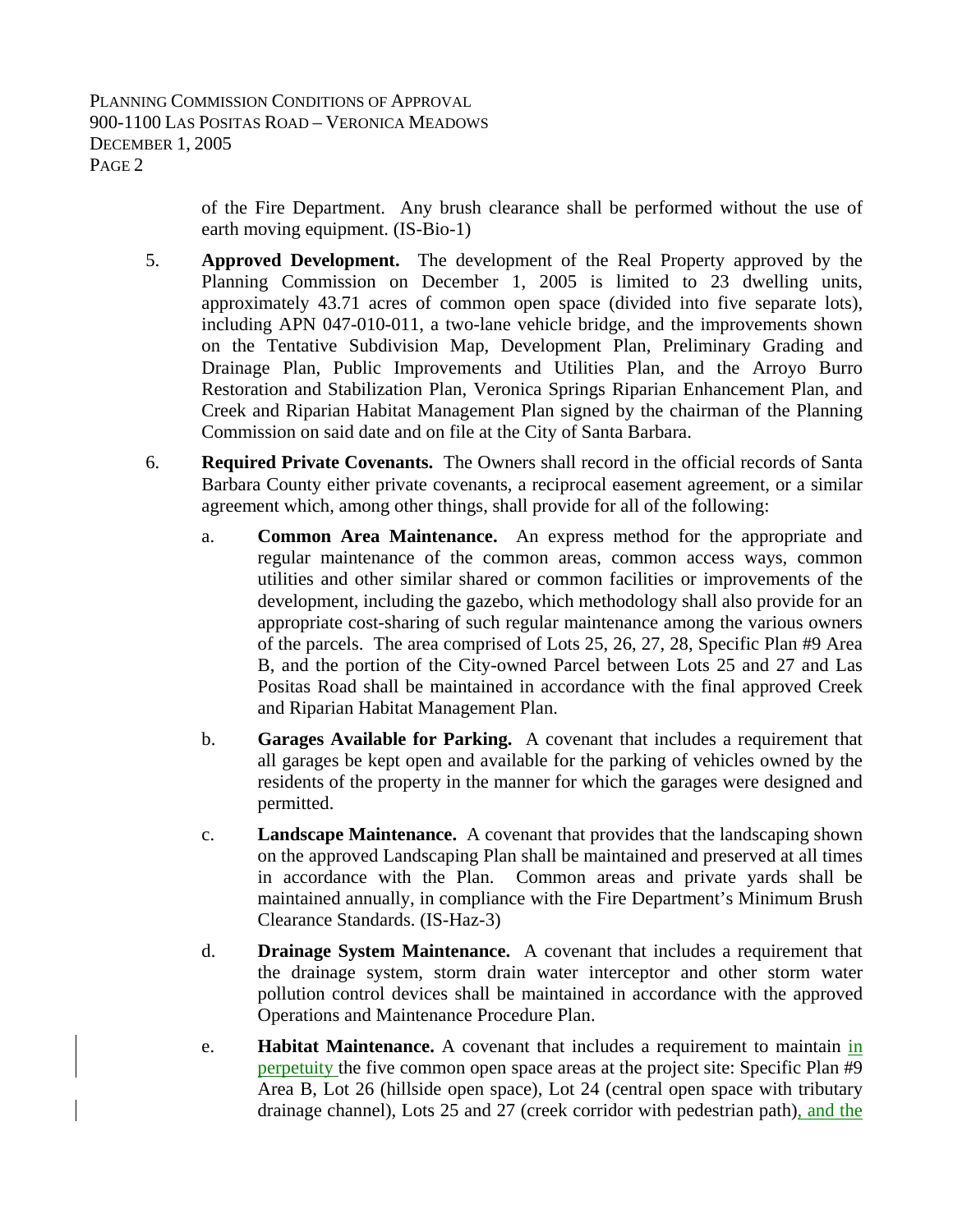of the Fire Department. Any brush clearance shall be performed without the use of earth moving equipment. (IS-Bio-1)

5. **Approved Development.** The development of the Real Property approved by the Planning Commission on December 1, 2005 is limited to 23 dwelling units, approximately 43.71 acres of common open space (divided into five separate lots), including APN 047-010-011, a two-lane vehicle bridge, and the improvements shown on the Tentative Subdivision Map, Development Plan, Preliminary Grading and Drainage Plan, Public Improvements and Utilities Plan, and the Arroyo Burro Restoration and Stabilization Plan, Veronica Springs Riparian Enhancement Plan, and Creek and Riparian Habitat Management Plan signed by the chairman of the Planning Commission on said date and on file at the City of Santa Barbara.

6. **Required Private Covenants.** The Owners shall record in the official records of Santa Barbara County either private covenants, a reciprocal easement agreement, or a similar agreement which, among other things, shall provide for all of the following:

   a. **Common Area Maintenance.** An express method for the appropriate and regular maintenance of the common areas, common access ways, common utilities and other similar shared or common facilities or improvements of the development, including the gazebo, which methodology shall also provide for an appropriate cost-sharing of such regular maintenance among the various owners of the parcels. The area comprised of Lots 25, 26, 27, 28, Specific Plan #9 Area B, and the portion of the City-owned Parcel between Lots 25 and 27 and Las Positas Road shall be maintained in accordance with the final approved Creek and Riparian Habitat Management Plan.

   b. **Garages Available for Parking.** A covenant that includes a requirement that all garages be kept open and available for the parking of vehicles owned by the residents of the property in the manner for which the garages were designed and permitted.

   c. **Landscape Maintenance.** A covenant that provides that the landscaping shown on the approved Landscaping Plan shall be maintained and preserved at all times in accordance with the Plan. Common areas and private yards shall be maintained annually, in compliance with the Fire Department's Minimum Brush Clearance Standards. (IS-Haz-3)

   d. **Drainage System Maintenance.** A covenant that includes a requirement that the drainage system, storm drain water interceptor and other storm water pollution control devices shall be maintained in accordance with the approved Operations and Maintenance Procedure Plan.

   e. **Habitat Maintenance.** A covenant that includes a requirement to maintain in perpetuity the five common open space areas at the project site: Specific Plan #9 Area B, Lot 26 (hillside open space), Lot 24 (central open space with tributary drainage channel), Lots 25 and 27 (creek corridor with pedestrian path), and the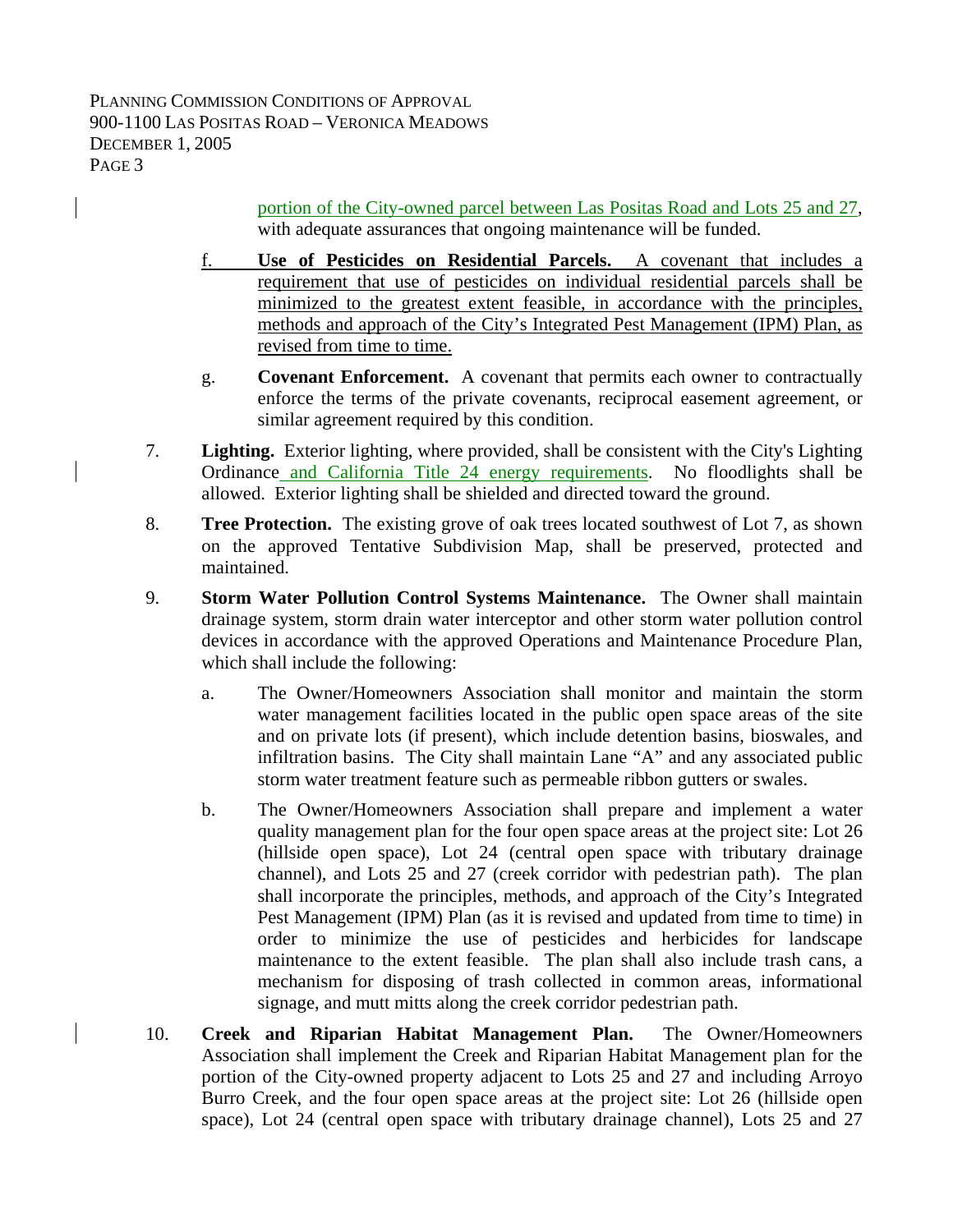portion of the City-owned parcel between Las Positas Road and Lots 25 and 27, with adequate assurances that ongoing maintenance will be funded.

f. **Use of Pesticides on Residential Parcels.** A covenant that includes a requirement that use of pesticides on individual residential parcels shall be minimized to the greatest extent feasible, in accordance with the principles, methods and approach of the City's Integrated Pest Management (IPM) Plan, as revised from time to time.

g. **Covenant Enforcement.** A covenant that permits each owner to contractually enforce the terms of the private covenants, reciprocal easement agreement, or similar agreement required by this condition.

7. **Lighting.** Exterior lighting, where provided, shall be consistent with the City's Lighting Ordinance and California Title 24 energy requirements. No floodlights shall be allowed. Exterior lighting shall be shielded and directed toward the ground.

8. **Tree Protection.** The existing grove of oak trees located southwest of Lot 7, as shown on the approved Tentative Subdivision Map, shall be preserved, protected and maintained.

9. **Storm Water Pollution Control Systems Maintenance.** The Owner shall maintain drainage system, storm drain water interceptor and other storm water pollution control devices in accordance with the approved Operations and Maintenance Procedure Plan, which shall include the following:

   a. The Owner/Homeowners Association shall monitor and maintain the storm water management facilities located in the public open space areas of the site and on private lots (if present), which include detention basins, bioswales, and infiltration basins. The City shall maintain Lane "A" and any associated public storm water treatment feature such as permeable ribbon gutters or swales.

   b. The Owner/Homeowners Association shall prepare and implement a water quality management plan for the four open space areas at the project site: Lot 26 (hillside open space), Lot 24 (central open space with tributary drainage channel), and Lots 25 and 27 (creek corridor with pedestrian path). The plan shall incorporate the principles, methods, and approach of the City's Integrated Pest Management (IPM) Plan (as it is revised and updated from time to time) in order to minimize the use of pesticides and herbicides for landscape maintenance to the extent feasible. The plan shall also include trash cans, a mechanism for disposing of trash collected in common areas, informational signage, and mutt mitts along the creek corridor pedestrian path.

10. **Creek and Riparian Habitat Management Plan.** The Owner/Homeowners Association shall implement the Creek and Riparian Habitat Management plan for the portion of the City-owned property adjacent to Lots 25 and 27 and including Arroyo Burro Creek, and the four open space areas at the project site: Lot 26 (hillside open space), Lot 24 (central open space with tributary drainage channel), Lots 25 and 27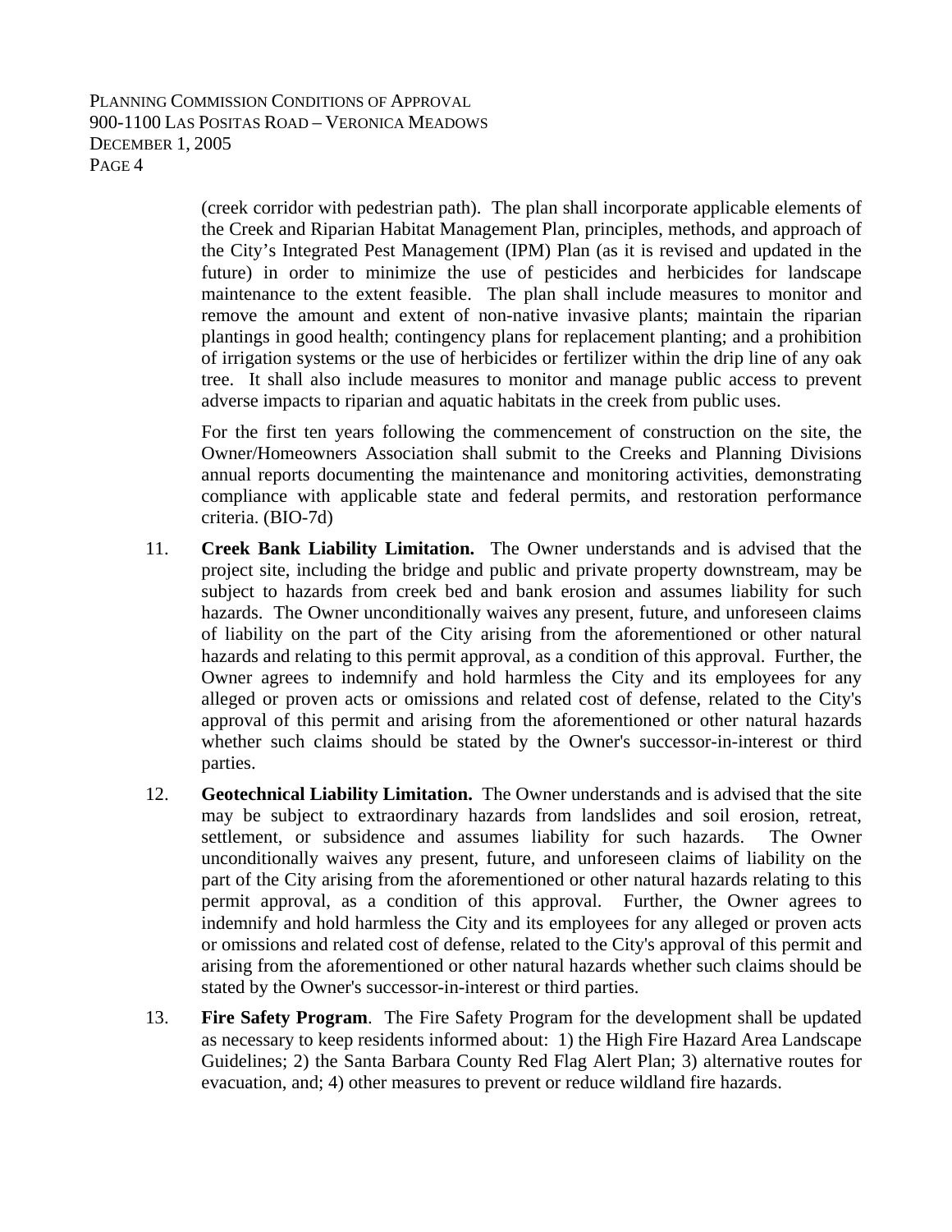(creek corridor with pedestrian path). The plan shall incorporate applicable elements of the Creek and Riparian Habitat Management Plan, principles, methods, and approach of the City's Integrated Pest Management (IPM) Plan (as it is revised and updated in the future) in order to minimize the use of pesticides and herbicides for landscape maintenance to the extent feasible. The plan shall include measures to monitor and remove the amount and extent of non-native invasive plants; maintain the riparian plantings in good health; contingency plans for replacement planting; and a prohibition of irrigation systems or the use of herbicides or fertilizer within the drip line of any oak tree. It shall also include measures to monitor and manage public access to prevent adverse impacts to riparian and aquatic habitats in the creek from public uses.

For the first ten years following the commencement of construction on the site, the Owner/Homeowners Association shall submit to the Creeks and Planning Divisions annual reports documenting the maintenance and monitoring activities, demonstrating compliance with applicable state and federal permits, and restoration performance criteria. (BIO-7d)

11. **Creek Bank Liability Limitation.** The Owner understands and is advised that the project site, including the bridge and public and private property downstream, may be subject to hazards from creek bed and bank erosion and assumes liability for such hazards. The Owner unconditionally waives any present, future, and unforeseen claims of liability on the part of the City arising from the aforementioned or other natural hazards and relating to this permit approval, as a condition of this approval. Further, the Owner agrees to indemnify and hold harmless the City and its employees for any alleged or proven acts or omissions and related cost of defense, related to the City's approval of this permit and arising from the aforementioned or other natural hazards whether such claims should be stated by the Owner's successor-in-interest or third parties.

12. **Geotechnical Liability Limitation.** The Owner understands and is advised that the site may be subject to extraordinary hazards from landslides and soil erosion, retreat, settlement, or subsidence and assumes liability for such hazards. The Owner unconditionally waives any present, future, and unforeseen claims of liability on the part of the City arising from the aforementioned or other natural hazards relating to this permit approval, as a condition of this approval. Further, the Owner agrees to indemnify and hold harmless the City and its employees for any alleged or proven acts or omissions and related cost of defense, related to the City's approval of this permit and arising from the aforementioned or other natural hazards whether such claims should be stated by the Owner's successor-in-interest or third parties.

13. **Fire Safety Program**. The Fire Safety Program for the development shall be updated as necessary to keep residents informed about: 1) the High Fire Hazard Area Landscape Guidelines; 2) the Santa Barbara County Red Flag Alert Plan; 3) alternative routes for evacuation, and; 4) other measures to prevent or reduce wildland fire hazards.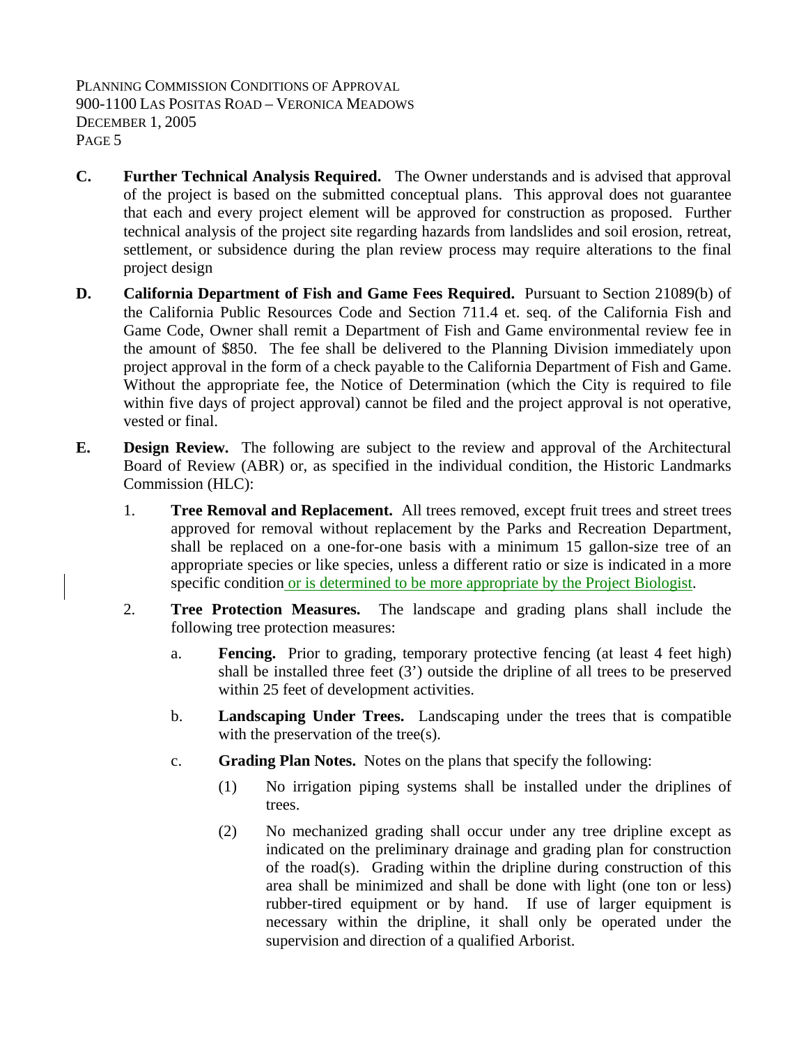**C. Further Technical Analysis Required.** The Owner understands and is advised that approval of the project is based on the submitted conceptual plans. This approval does not guarantee that each and every project element will be approved for construction as proposed. Further technical analysis of the project site regarding hazards from landslides and soil erosion, retreat, settlement, or subsidence during the plan review process may require alterations to the final project design

**D. California Department of Fish and Game Fees Required.** Pursuant to Section 21089(b) of the California Public Resources Code and Section 711.4 et. seq. of the California Fish and Game Code, Owner shall remit a Department of Fish and Game environmental review fee in the amount of $850. The fee shall be delivered to the Planning Division immediately upon project approval in the form of a check payable to the California Department of Fish and Game. Without the appropriate fee, the Notice of Determination (which the City is required to file within five days of project approval) cannot be filed and the project approval is not operative, vested or final.

**E. Design Review.** The following are subject to the review and approval of the Architectural Board of Review (ABR) or, as specified in the individual condition, the Historic Landmarks Commission (HLC):

1. **Tree Removal and Replacement.** All trees removed, except fruit trees and street trees approved for removal without replacement by the Parks and Recreation Department, shall be replaced on a one-for-one basis with a minimum 15 gallon-size tree of an appropriate species or like species, unless a different ratio or size is indicated in a more specific condition or is determined to be more appropriate by the Project Biologist.

2. **Tree Protection Measures.** The landscape and grading plans shall include the following tree protection measures:

   a. **Fencing.** Prior to grading, temporary protective fencing (at least 4 feet high) shall be installed three feet (3') outside the dripline of all trees to be preserved within 25 feet of development activities.

   b. **Landscaping Under Trees.** Landscaping under the trees that is compatible with the preservation of the tree(s).

   c. **Grading Plan Notes.** Notes on the plans that specify the following:

      (1) No irrigation piping systems shall be installed under the driplines of trees.

      (2) No mechanized grading shall occur under any tree dripline except as indicated on the preliminary drainage and grading plan for construction of the road(s). Grading within the dripline during construction of this area shall be minimized and shall be done with light (one ton or less) rubber-tired equipment or by hand. If use of larger equipment is necessary within the dripline, it shall only be operated under the supervision and direction of a qualified Arborist.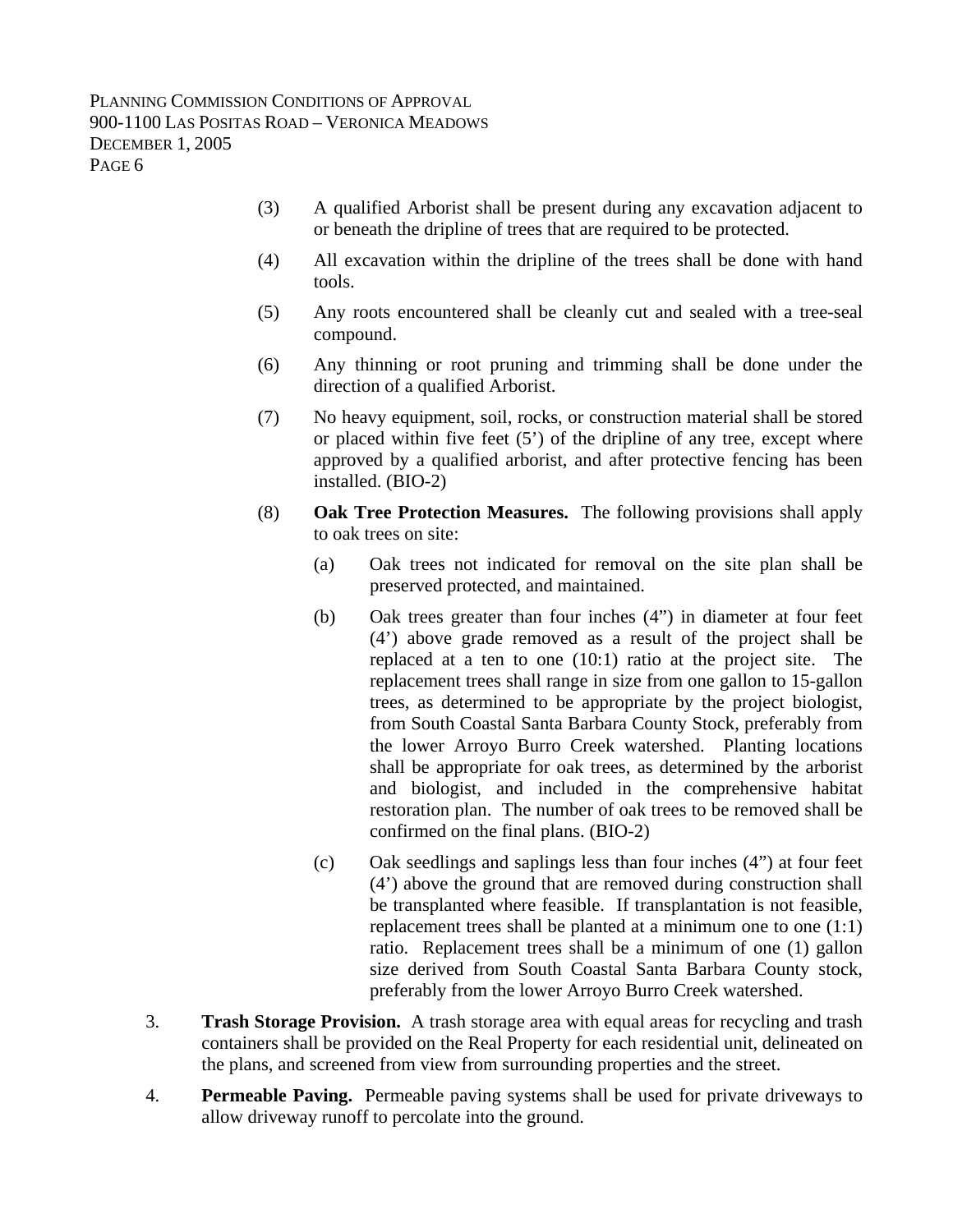(3) A qualified Arborist shall be present during any excavation adjacent to or beneath the dripline of trees that are required to be protected.

(4) All excavation within the dripline of the trees shall be done with hand tools.

(5) Any roots encountered shall be cleanly cut and sealed with a tree-seal compound.

(6) Any thinning or root pruning and trimming shall be done under the direction of a qualified Arborist.

(7) No heavy equipment, soil, rocks, or construction material shall be stored or placed within five feet (5') of the dripline of any tree, except where approved by a qualified arborist, and after protective fencing has been installed. (BIO-2)

(8) **Oak Tree Protection Measures.** The following provisions shall apply to oak trees on site:

(a) Oak trees not indicated for removal on the site plan shall be preserved protected, and maintained.

(b) Oak trees greater than four inches (4") in diameter at four feet (4') above grade removed as a result of the project shall be replaced at a ten to one (10:1) ratio at the project site. The replacement trees shall range in size from one gallon to 15-gallon trees, as determined to be appropriate by the project biologist, from South Coastal Santa Barbara County Stock, preferably from the lower Arroyo Burro Creek watershed. Planting locations shall be appropriate for oak trees, as determined by the arborist and biologist, and included in the comprehensive habitat restoration plan. The number of oak trees to be removed shall be confirmed on the final plans. (BIO-2)

(c) Oak seedlings and saplings less than four inches (4") at four feet (4') above the ground that are removed during construction shall be transplanted where feasible. If transplantation is not feasible, replacement trees shall be planted at a minimum one to one (1:1) ratio. Replacement trees shall be a minimum of one (1) gallon size derived from South Coastal Santa Barbara County stock, preferably from the lower Arroyo Burro Creek watershed.

3. **Trash Storage Provision.** A trash storage area with equal areas for recycling and trash containers shall be provided on the Real Property for each residential unit, delineated on the plans, and screened from view from surrounding properties and the street.

4. **Permeable Paving.** Permeable paving systems shall be used for private driveways to allow driveway runoff to percolate into the ground.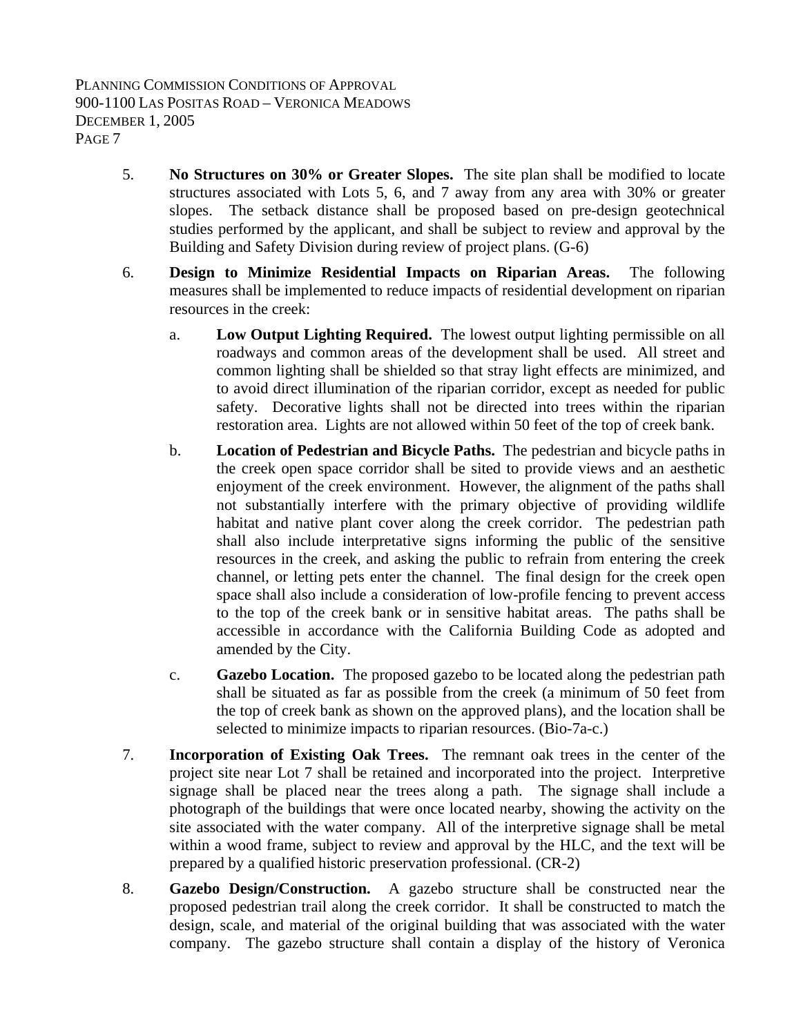5. **No Structures on 30% or Greater Slopes.** The site plan shall be modified to locate structures associated with Lots 5, 6, and 7 away from any area with 30% or greater slopes. The setback distance shall be proposed based on pre-design geotechnical studies performed by the applicant, and shall be subject to review and approval by the Building and Safety Division during review of project plans. (G-6)

6. **Design to Minimize Residential Impacts on Riparian Areas.** The following measures shall be implemented to reduce impacts of residential development on riparian resources in the creek:

   a. **Low Output Lighting Required.** The lowest output lighting permissible on all roadways and common areas of the development shall be used. All street and common lighting shall be shielded so that stray light effects are minimized, and to avoid direct illumination of the riparian corridor, except as needed for public safety. Decorative lights shall not be directed into trees within the riparian restoration area. Lights are not allowed within 50 feet of the top of creek bank.

   b. **Location of Pedestrian and Bicycle Paths.** The pedestrian and bicycle paths in the creek open space corridor shall be sited to provide views and an aesthetic enjoyment of the creek environment. However, the alignment of the paths shall not substantially interfere with the primary objective of providing wildlife habitat and native plant cover along the creek corridor. The pedestrian path shall also include interpretative signs informing the public of the sensitive resources in the creek, and asking the public to refrain from entering the creek channel, or letting pets enter the channel. The final design for the creek open space shall also include a consideration of low-profile fencing to prevent access to the top of the creek bank or in sensitive habitat areas. The paths shall be accessible in accordance with the California Building Code as adopted and amended by the City.

   c. **Gazebo Location.** The proposed gazebo to be located along the pedestrian path shall be situated as far as possible from the creek (a minimum of 50 feet from the top of creek bank as shown on the approved plans), and the location shall be selected to minimize impacts to riparian resources. (Bio-7a-c.)

7. **Incorporation of Existing Oak Trees.** The remnant oak trees in the center of the project site near Lot 7 shall be retained and incorporated into the project. Interpretive signage shall be placed near the trees along a path. The signage shall include a photograph of the buildings that were once located nearby, showing the activity on the site associated with the water company. All of the interpretive signage shall be metal within a wood frame, subject to review and approval by the HLC, and the text will be prepared by a qualified historic preservation professional. (CR-2)

8. **Gazebo Design/Construction.** A gazebo structure shall be constructed near the proposed pedestrian trail along the creek corridor. It shall be constructed to match the design, scale, and material of the original building that was associated with the water company. The gazebo structure shall contain a display of the history of Veronica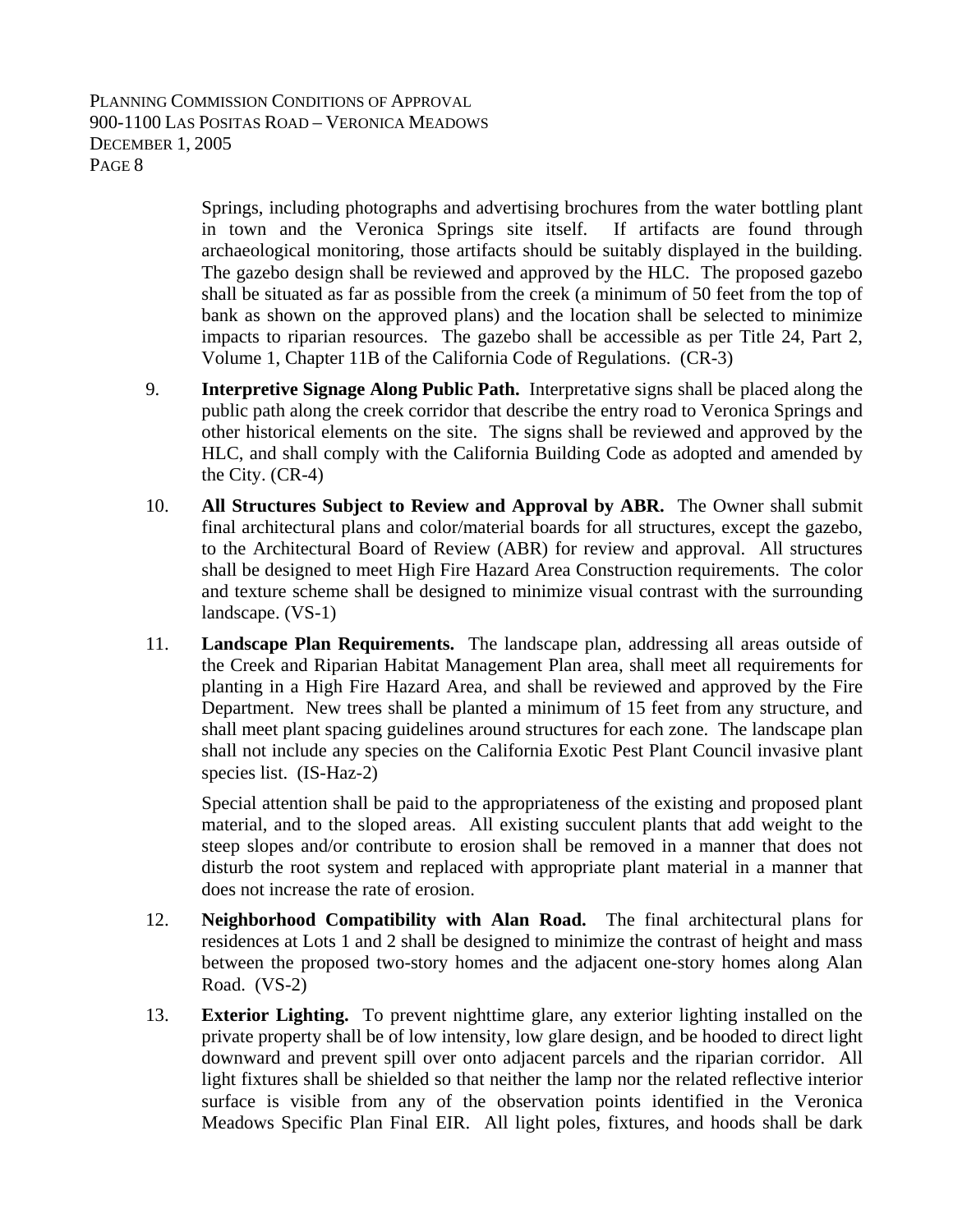Springs, including photographs and advertising brochures from the water bottling plant in town and the Veronica Springs site itself. If artifacts are found through archaeological monitoring, those artifacts should be suitably displayed in the building. The gazebo design shall be reviewed and approved by the HLC. The proposed gazebo shall be situated as far as possible from the creek (a minimum of 50 feet from the top of bank as shown on the approved plans) and the location shall be selected to minimize impacts to riparian resources. The gazebo shall be accessible as per Title 24, Part 2, Volume 1, Chapter 11B of the California Code of Regulations. (CR-3)

9. **Interpretive Signage Along Public Path.** Interpretative signs shall be placed along the public path along the creek corridor that describe the entry road to Veronica Springs and other historical elements on the site. The signs shall be reviewed and approved by the HLC, and shall comply with the California Building Code as adopted and amended by the City. (CR-4)

10. **All Structures Subject to Review and Approval by ABR.** The Owner shall submit final architectural plans and color/material boards for all structures, except the gazebo, to the Architectural Board of Review (ABR) for review and approval. All structures shall be designed to meet High Fire Hazard Area Construction requirements. The color and texture scheme shall be designed to minimize visual contrast with the surrounding landscape. (VS-1)

11. **Landscape Plan Requirements.** The landscape plan, addressing all areas outside of the Creek and Riparian Habitat Management Plan area, shall meet all requirements for planting in a High Fire Hazard Area, and shall be reviewed and approved by the Fire Department. New trees shall be planted a minimum of 15 feet from any structure, and shall meet plant spacing guidelines around structures for each zone. The landscape plan shall not include any species on the California Exotic Pest Plant Council invasive plant species list. (IS-Haz-2)

    Special attention shall be paid to the appropriateness of the existing and proposed plant material, and to the sloped areas. All existing succulent plants that add weight to the steep slopes and/or contribute to erosion shall be removed in a manner that does not disturb the root system and replaced with appropriate plant material in a manner that does not increase the rate of erosion.

12. **Neighborhood Compatibility with Alan Road.** The final architectural plans for residences at Lots 1 and 2 shall be designed to minimize the contrast of height and mass between the proposed two-story homes and the adjacent one-story homes along Alan Road. (VS-2)

13. **Exterior Lighting.** To prevent nighttime glare, any exterior lighting installed on the private property shall be of low intensity, low glare design, and be hooded to direct light downward and prevent spill over onto adjacent parcels and the riparian corridor. All light fixtures shall be shielded so that neither the lamp nor the related reflective interior surface is visible from any of the observation points identified in the Veronica Meadows Specific Plan Final EIR. All light poles, fixtures, and hoods shall be dark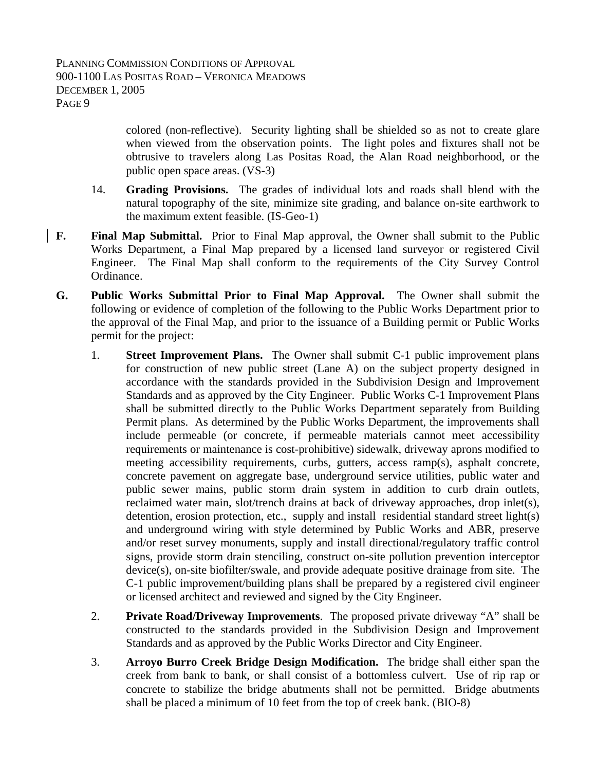colored (non-reflective). Security lighting shall be shielded so as not to create glare when viewed from the observation points. The light poles and fixtures shall not be obtrusive to travelers along Las Positas Road, the Alan Road neighborhood, or the public open space areas. (VS-3)

14. **Grading Provisions.** The grades of individual lots and roads shall blend with the natural topography of the site, minimize site grading, and balance on-site earthwork to the maximum extent feasible. (IS-Geo-1)

**F. Final Map Submittal.** Prior to Final Map approval, the Owner shall submit to the Public Works Department, a Final Map prepared by a licensed land surveyor or registered Civil Engineer. The Final Map shall conform to the requirements of the City Survey Control Ordinance.

**G. Public Works Submittal Prior to Final Map Approval.** The Owner shall submit the following or evidence of completion of the following to the Public Works Department prior to the approval of the Final Map, and prior to the issuance of a Building permit or Public Works permit for the project:

1. **Street Improvement Plans.** The Owner shall submit C-1 public improvement plans for construction of new public street (Lane A) on the subject property designed in accordance with the standards provided in the Subdivision Design and Improvement Standards and as approved by the City Engineer. Public Works C-1 Improvement Plans shall be submitted directly to the Public Works Department separately from Building Permit plans. As determined by the Public Works Department, the improvements shall include permeable (or concrete, if permeable materials cannot meet accessibility requirements or maintenance is cost-prohibitive) sidewalk, driveway aprons modified to meeting accessibility requirements, curbs, gutters, access ramp(s), asphalt concrete, concrete pavement on aggregate base, underground service utilities, public water and public sewer mains, public storm drain system in addition to curb drain outlets, reclaimed water main, slot/trench drains at back of driveway approaches, drop inlet(s), detention, erosion protection, etc., supply and install residential standard street light(s) and underground wiring with style determined by Public Works and ABR, preserve and/or reset survey monuments, supply and install directional/regulatory traffic control signs, provide storm drain stenciling, construct on-site pollution prevention interceptor device(s), on-site biofilter/swale, and provide adequate positive drainage from site. The C-1 public improvement/building plans shall be prepared by a registered civil engineer or licensed architect and reviewed and signed by the City Engineer.

2. **Private Road/Driveway Improvements**. The proposed private driveway "A" shall be constructed to the standards provided in the Subdivision Design and Improvement Standards and as approved by the Public Works Director and City Engineer.

3. **Arroyo Burro Creek Bridge Design Modification.** The bridge shall either span the creek from bank to bank, or shall consist of a bottomless culvert. Use of rip rap or concrete to stabilize the bridge abutments shall not be permitted. Bridge abutments shall be placed a minimum of 10 feet from the top of creek bank. (BIO-8)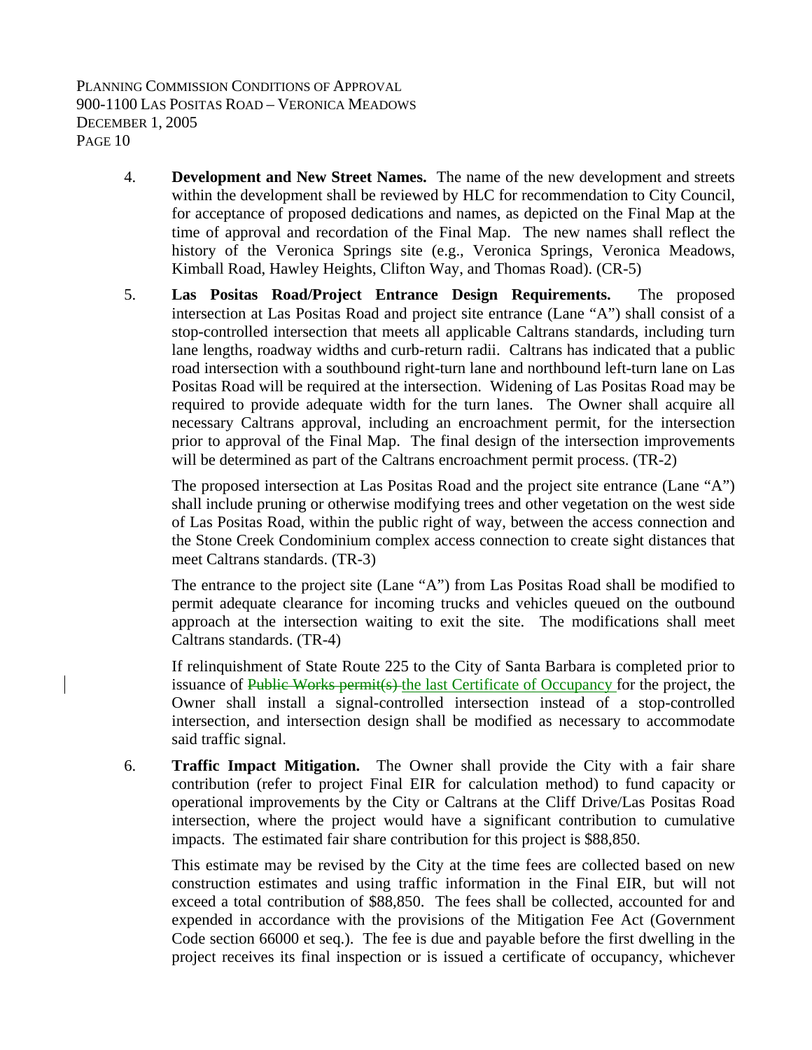4. **Development and New Street Names.** The name of the new development and streets within the development shall be reviewed by HLC for recommendation to City Council, for acceptance of proposed dedications and names, as depicted on the Final Map at the time of approval and recordation of the Final Map. The new names shall reflect the history of the Veronica Springs site (e.g., Veronica Springs, Veronica Meadows, Kimball Road, Hawley Heights, Clifton Way, and Thomas Road). (CR-5)

5. **Las Positas Road/Project Entrance Design Requirements.** The proposed intersection at Las Positas Road and project site entrance (Lane "A") shall consist of a stop-controlled intersection that meets all applicable Caltrans standards, including turn lane lengths, roadway widths and curb-return radii. Caltrans has indicated that a public road intersection with a southbound right-turn lane and northbound left-turn lane on Las Positas Road will be required at the intersection. Widening of Las Positas Road may be required to provide adequate width for the turn lanes. The Owner shall acquire all necessary Caltrans approval, including an encroachment permit, for the intersection prior to approval of the Final Map. The final design of the intersection improvements will be determined as part of the Caltrans encroachment permit process. (TR-2)

   The proposed intersection at Las Positas Road and the project site entrance (Lane "A") shall include pruning or otherwise modifying trees and other vegetation on the west side of Las Positas Road, within the public right of way, between the access connection and the Stone Creek Condominium complex access connection to create sight distances that meet Caltrans standards. (TR-3)

   The entrance to the project site (Lane "A") from Las Positas Road shall be modified to permit adequate clearance for incoming trucks and vehicles queued on the outbound approach at the intersection waiting to exit the site. The modifications shall meet Caltrans standards. (TR-4)

   If relinquishment of State Route 225 to the City of Santa Barbara is completed prior to issuance of ~~Public Works permit(s)~~ the last Certificate of Occupancy for the project, the Owner shall install a signal-controlled intersection instead of a stop-controlled intersection, and intersection design shall be modified as necessary to accommodate said traffic signal.

6. **Traffic Impact Mitigation.** The Owner shall provide the City with a fair share contribution (refer to project Final EIR for calculation method) to fund capacity or operational improvements by the City or Caltrans at the Cliff Drive/Las Positas Road intersection, where the project would have a significant contribution to cumulative impacts. The estimated fair share contribution for this project is $88,850.

   This estimate may be revised by the City at the time fees are collected based on new construction estimates and using traffic information in the Final EIR, but will not exceed a total contribution of $88,850. The fees shall be collected, accounted for and expended in accordance with the provisions of the Mitigation Fee Act (Government Code section 66000 et seq.). The fee is due and payable before the first dwelling in the project receives its final inspection or is issued a certificate of occupancy, whichever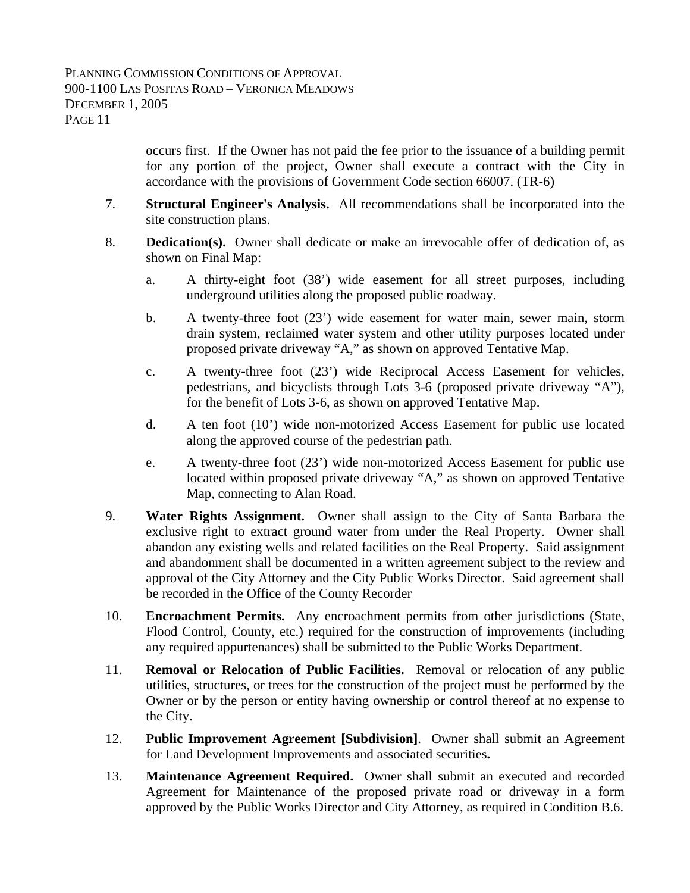occurs first. If the Owner has not paid the fee prior to the issuance of a building permit for any portion of the project, Owner shall execute a contract with the City in accordance with the provisions of Government Code section 66007. (TR-6)

7. **Structural Engineer's Analysis.** All recommendations shall be incorporated into the site construction plans.

8. **Dedication(s).** Owner shall dedicate or make an irrevocable offer of dedication of, as shown on Final Map:

   a. A thirty-eight foot (38') wide easement for all street purposes, including underground utilities along the proposed public roadway.

   b. A twenty-three foot (23') wide easement for water main, sewer main, storm drain system, reclaimed water system and other utility purposes located under proposed private driveway "A," as shown on approved Tentative Map.

   c. A twenty-three foot (23') wide Reciprocal Access Easement for vehicles, pedestrians, and bicyclists through Lots 3-6 (proposed private driveway "A"), for the benefit of Lots 3-6, as shown on approved Tentative Map.

   d. A ten foot (10') wide non-motorized Access Easement for public use located along the approved course of the pedestrian path.

   e. A twenty-three foot (23') wide non-motorized Access Easement for public use located within proposed private driveway "A," as shown on approved Tentative Map, connecting to Alan Road.

9. **Water Rights Assignment.** Owner shall assign to the City of Santa Barbara the exclusive right to extract ground water from under the Real Property. Owner shall abandon any existing wells and related facilities on the Real Property. Said assignment and abandonment shall be documented in a written agreement subject to the review and approval of the City Attorney and the City Public Works Director. Said agreement shall be recorded in the Office of the County Recorder

10. **Encroachment Permits.** Any encroachment permits from other jurisdictions (State, Flood Control, County, etc.) required for the construction of improvements (including any required appurtenances) shall be submitted to the Public Works Department.

11. **Removal or Relocation of Public Facilities.** Removal or relocation of any public utilities, structures, or trees for the construction of the project must be performed by the Owner or by the person or entity having ownership or control thereof at no expense to the City.

12. **Public Improvement Agreement [Subdivision]**. Owner shall submit an Agreement for Land Development Improvements and associated securities**.**

13. **Maintenance Agreement Required.** Owner shall submit an executed and recorded Agreement for Maintenance of the proposed private road or driveway in a form approved by the Public Works Director and City Attorney, as required in Condition B.6.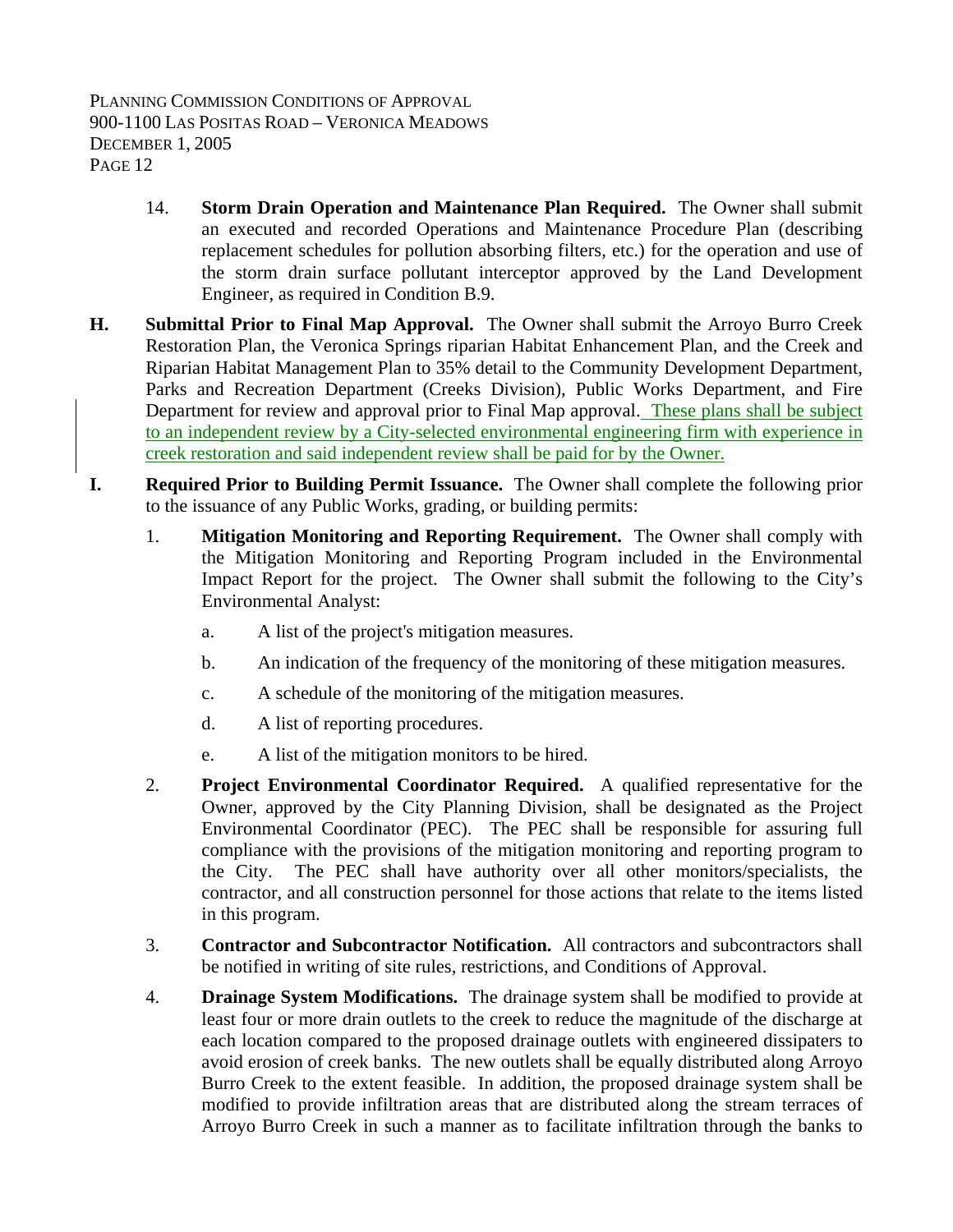14. **Storm Drain Operation and Maintenance Plan Required.** The Owner shall submit an executed and recorded Operations and Maintenance Procedure Plan (describing replacement schedules for pollution absorbing filters, etc.) for the operation and use of the storm drain surface pollutant interceptor approved by the Land Development Engineer, as required in Condition B.9.

**H. Submittal Prior to Final Map Approval.** The Owner shall submit the Arroyo Burro Creek Restoration Plan, the Veronica Springs riparian Habitat Enhancement Plan, and the Creek and Riparian Habitat Management Plan to 35% detail to the Community Development Department, Parks and Recreation Department (Creeks Division), Public Works Department, and Fire Department for review and approval prior to Final Map approval. These plans shall be subject to an independent review by a City-selected environmental engineering firm with experience in creek restoration and said independent review shall be paid for by the Owner.

**I. Required Prior to Building Permit Issuance.** The Owner shall complete the following prior to the issuance of any Public Works, grading, or building permits:

1. **Mitigation Monitoring and Reporting Requirement.** The Owner shall comply with the Mitigation Monitoring and Reporting Program included in the Environmental Impact Report for the project. The Owner shall submit the following to the City's Environmental Analyst:

   a. A list of the project's mitigation measures.

   b. An indication of the frequency of the monitoring of these mitigation measures.

   c. A schedule of the monitoring of the mitigation measures.

   d. A list of reporting procedures.

   e. A list of the mitigation monitors to be hired.

2. **Project Environmental Coordinator Required.** A qualified representative for the Owner, approved by the City Planning Division, shall be designated as the Project Environmental Coordinator (PEC). The PEC shall be responsible for assuring full compliance with the provisions of the mitigation monitoring and reporting program to the City. The PEC shall have authority over all other monitors/specialists, the contractor, and all construction personnel for those actions that relate to the items listed in this program.

3. **Contractor and Subcontractor Notification.** All contractors and subcontractors shall be notified in writing of site rules, restrictions, and Conditions of Approval.

4. **Drainage System Modifications.** The drainage system shall be modified to provide at least four or more drain outlets to the creek to reduce the magnitude of the discharge at each location compared to the proposed drainage outlets with engineered dissipaters to avoid erosion of creek banks. The new outlets shall be equally distributed along Arroyo Burro Creek to the extent feasible. In addition, the proposed drainage system shall be modified to provide infiltration areas that are distributed along the stream terraces of Arroyo Burro Creek in such a manner as to facilitate infiltration through the banks to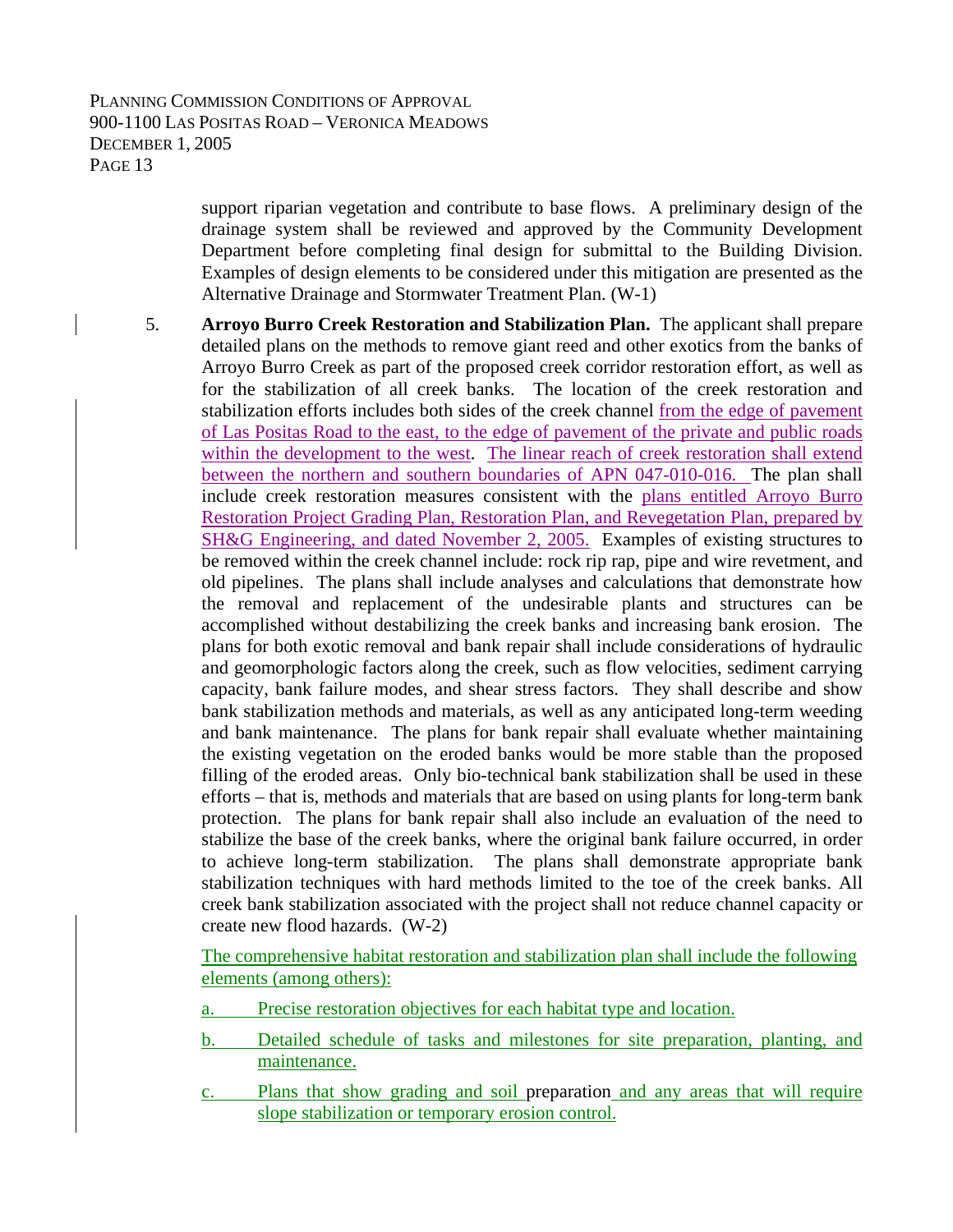support riparian vegetation and contribute to base flows. A preliminary design of the drainage system shall be reviewed and approved by the Community Development Department before completing final design for submittal to the Building Division. Examples of design elements to be considered under this mitigation are presented as the Alternative Drainage and Stormwater Treatment Plan. (W-1)

5. **Arroyo Burro Creek Restoration and Stabilization Plan.** The applicant shall prepare detailed plans on the methods to remove giant reed and other exotics from the banks of Arroyo Burro Creek as part of the proposed creek corridor restoration effort, as well as for the stabilization of all creek banks. The location of the creek restoration and stabilization efforts includes both sides of the creek channel from the edge of pavement of Las Positas Road to the east, to the edge of pavement of the private and public roads within the development to the west. The linear reach of creek restoration shall extend between the northern and southern boundaries of APN 047-010-016. The plan shall include creek restoration measures consistent with the plans entitled Arroyo Burro Restoration Project Grading Plan, Restoration Plan, and Revegetation Plan, prepared by SH&G Engineering, and dated November 2, 2005. Examples of existing structures to be removed within the creek channel include: rock rip rap, pipe and wire revetment, and old pipelines. The plans shall include analyses and calculations that demonstrate how the removal and replacement of the undesirable plants and structures can be accomplished without destabilizing the creek banks and increasing bank erosion. The plans for both exotic removal and bank repair shall include considerations of hydraulic and geomorphologic factors along the creek, such as flow velocities, sediment carrying capacity, bank failure modes, and shear stress factors. They shall describe and show bank stabilization methods and materials, as well as any anticipated long-term weeding and bank maintenance. The plans for bank repair shall evaluate whether maintaining the existing vegetation on the eroded banks would be more stable than the proposed filling of the eroded areas. Only bio-technical bank stabilization shall be used in these efforts – that is, methods and materials that are based on using plants for long-term bank protection. The plans for bank repair shall also include an evaluation of the need to stabilize the base of the creek banks, where the original bank failure occurred, in order to achieve long-term stabilization. The plans shall demonstrate appropriate bank stabilization techniques with hard methods limited to the toe of the creek banks. All creek bank stabilization associated with the project shall not reduce channel capacity or create new flood hazards. (W-2)

   The comprehensive habitat restoration and stabilization plan shall include the following elements (among others):

   a. Precise restoration objectives for each habitat type and location.

   b. Detailed schedule of tasks and milestones for site preparation, planting, and maintenance.

   c. Plans that show grading and soil preparation and any areas that will require slope stabilization or temporary erosion control.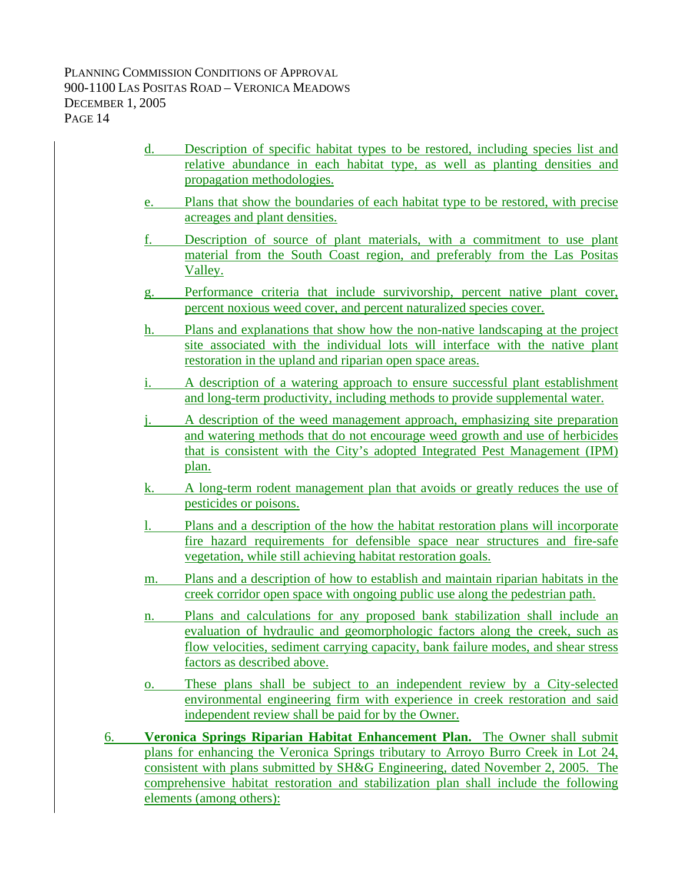d. Description of specific habitat types to be restored, including species list and relative abundance in each habitat type, as well as planting densities and propagation methodologies.

e. Plans that show the boundaries of each habitat type to be restored, with precise acreages and plant densities.

f. Description of source of plant materials, with a commitment to use plant material from the South Coast region, and preferably from the Las Positas Valley.

g. Performance criteria that include survivorship, percent native plant cover, percent noxious weed cover, and percent naturalized species cover.

h. Plans and explanations that show how the non-native landscaping at the project site associated with the individual lots will interface with the native plant restoration in the upland and riparian open space areas.

i. A description of a watering approach to ensure successful plant establishment and long-term productivity, including methods to provide supplemental water.

j. A description of the weed management approach, emphasizing site preparation and watering methods that do not encourage weed growth and use of herbicides that is consistent with the City's adopted Integrated Pest Management (IPM) plan.

k. A long-term rodent management plan that avoids or greatly reduces the use of pesticides or poisons.

l. Plans and a description of the how the habitat restoration plans will incorporate fire hazard requirements for defensible space near structures and fire-safe vegetation, while still achieving habitat restoration goals.

m. Plans and a description of how to establish and maintain riparian habitats in the creek corridor open space with ongoing public use along the pedestrian path.

n. Plans and calculations for any proposed bank stabilization shall include an evaluation of hydraulic and geomorphologic factors along the creek, such as flow velocities, sediment carrying capacity, bank failure modes, and shear stress factors as described above.

o. These plans shall be subject to an independent review by a City-selected environmental engineering firm with experience in creek restoration and said independent review shall be paid for by the Owner.

6. **Veronica Springs Riparian Habitat Enhancement Plan.** The Owner shall submit plans for enhancing the Veronica Springs tributary to Arroyo Burro Creek in Lot 24, consistent with plans submitted by SH&G Engineering, dated November 2, 2005. The comprehensive habitat restoration and stabilization plan shall include the following elements (among others):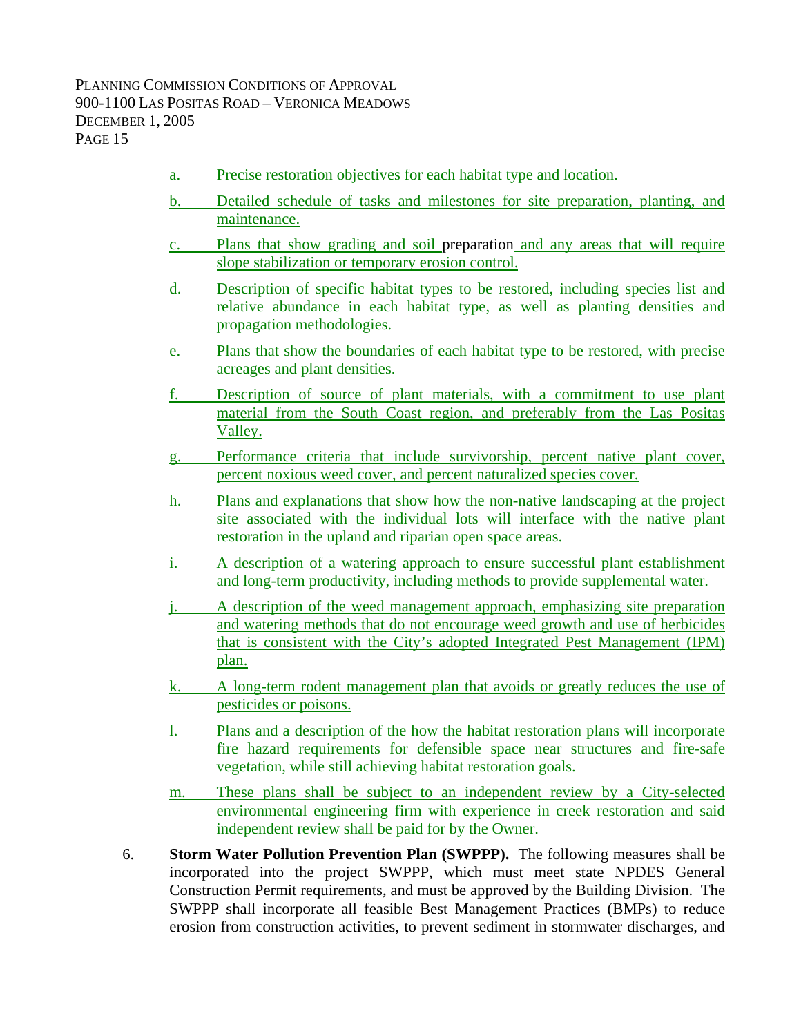a. Precise restoration objectives for each habitat type and location.

b. Detailed schedule of tasks and milestones for site preparation, planting, and maintenance.

c. Plans that show grading and soil preparation and any areas that will require slope stabilization or temporary erosion control.

d. Description of specific habitat types to be restored, including species list and relative abundance in each habitat type, as well as planting densities and propagation methodologies.

e. Plans that show the boundaries of each habitat type to be restored, with precise acreages and plant densities.

f. Description of source of plant materials, with a commitment to use plant material from the South Coast region, and preferably from the Las Positas Valley.

g. Performance criteria that include survivorship, percent native plant cover, percent noxious weed cover, and percent naturalized species cover.

h. Plans and explanations that show how the non-native landscaping at the project site associated with the individual lots will interface with the native plant restoration in the upland and riparian open space areas.

i. A description of a watering approach to ensure successful plant establishment and long-term productivity, including methods to provide supplemental water.

j. A description of the weed management approach, emphasizing site preparation and watering methods that do not encourage weed growth and use of herbicides that is consistent with the City's adopted Integrated Pest Management (IPM) plan.

k. A long-term rodent management plan that avoids or greatly reduces the use of pesticides or poisons.

l. Plans and a description of the how the habitat restoration plans will incorporate fire hazard requirements for defensible space near structures and fire-safe vegetation, while still achieving habitat restoration goals.

m. These plans shall be subject to an independent review by a City-selected environmental engineering firm with experience in creek restoration and said independent review shall be paid for by the Owner.

6. **Storm Water Pollution Prevention Plan (SWPPP).** The following measures shall be incorporated into the project SWPPP, which must meet state NPDES General Construction Permit requirements, and must be approved by the Building Division. The SWPPP shall incorporate all feasible Best Management Practices (BMPs) to reduce erosion from construction activities, to prevent sediment in stormwater discharges, and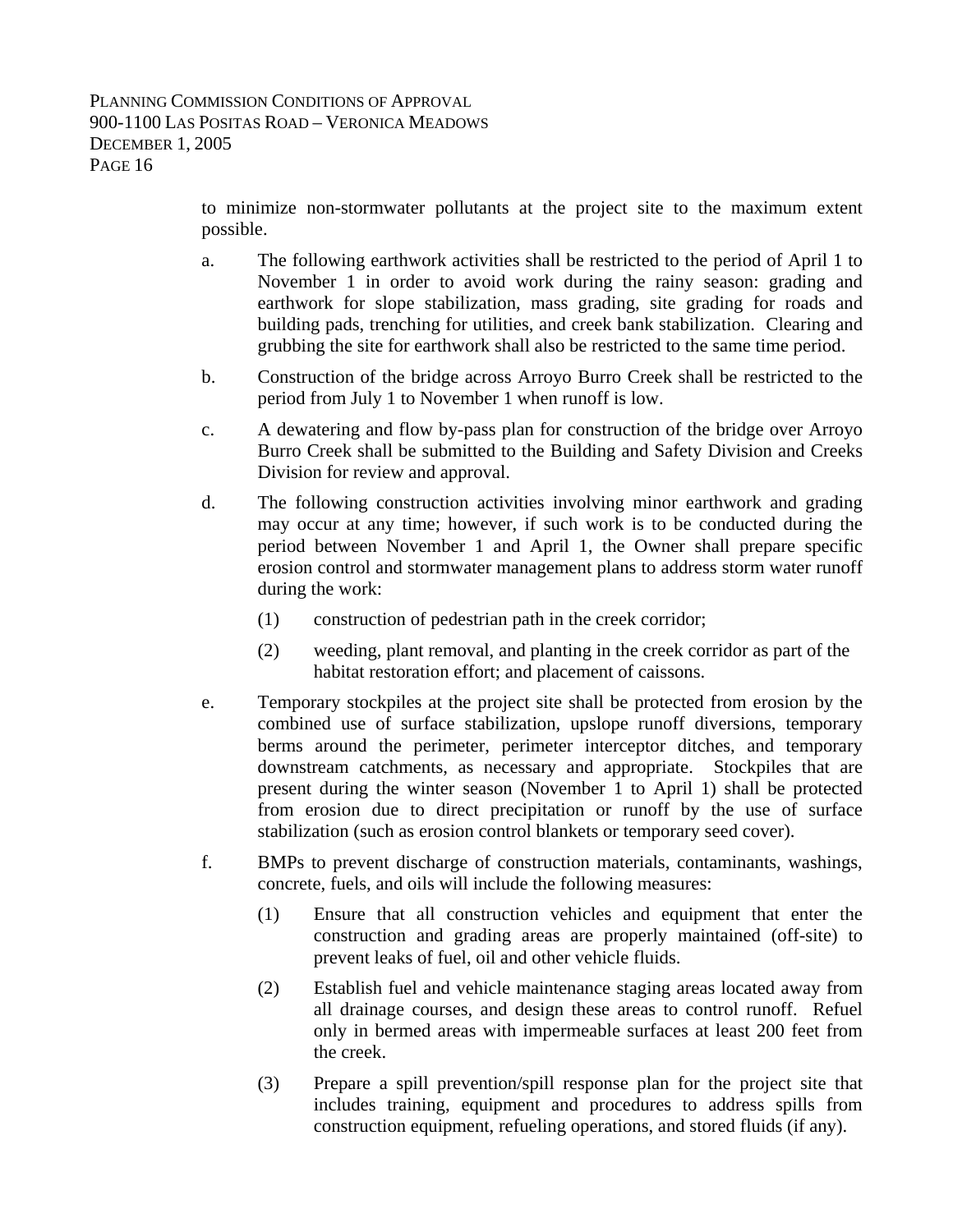to minimize non-stormwater pollutants at the project site to the maximum extent possible.

a. The following earthwork activities shall be restricted to the period of April 1 to November 1 in order to avoid work during the rainy season: grading and earthwork for slope stabilization, mass grading, site grading for roads and building pads, trenching for utilities, and creek bank stabilization. Clearing and grubbing the site for earthwork shall also be restricted to the same time period.

b. Construction of the bridge across Arroyo Burro Creek shall be restricted to the period from July 1 to November 1 when runoff is low.

c. A dewatering and flow by-pass plan for construction of the bridge over Arroyo Burro Creek shall be submitted to the Building and Safety Division and Creeks Division for review and approval.

d. The following construction activities involving minor earthwork and grading may occur at any time; however, if such work is to be conducted during the period between November 1 and April 1, the Owner shall prepare specific erosion control and stormwater management plans to address storm water runoff during the work:

   (1) construction of pedestrian path in the creek corridor;

   (2) weeding, plant removal, and planting in the creek corridor as part of the habitat restoration effort; and placement of caissons.

e. Temporary stockpiles at the project site shall be protected from erosion by the combined use of surface stabilization, upslope runoff diversions, temporary berms around the perimeter, perimeter interceptor ditches, and temporary downstream catchments, as necessary and appropriate. Stockpiles that are present during the winter season (November 1 to April 1) shall be protected from erosion due to direct precipitation or runoff by the use of surface stabilization (such as erosion control blankets or temporary seed cover).

f. BMPs to prevent discharge of construction materials, contaminants, washings, concrete, fuels, and oils will include the following measures:

   (1) Ensure that all construction vehicles and equipment that enter the construction and grading areas are properly maintained (off-site) to prevent leaks of fuel, oil and other vehicle fluids.

   (2) Establish fuel and vehicle maintenance staging areas located away from all drainage courses, and design these areas to control runoff. Refuel only in bermed areas with impermeable surfaces at least 200 feet from the creek.

   (3) Prepare a spill prevention/spill response plan for the project site that includes training, equipment and procedures to address spills from construction equipment, refueling operations, and stored fluids (if any).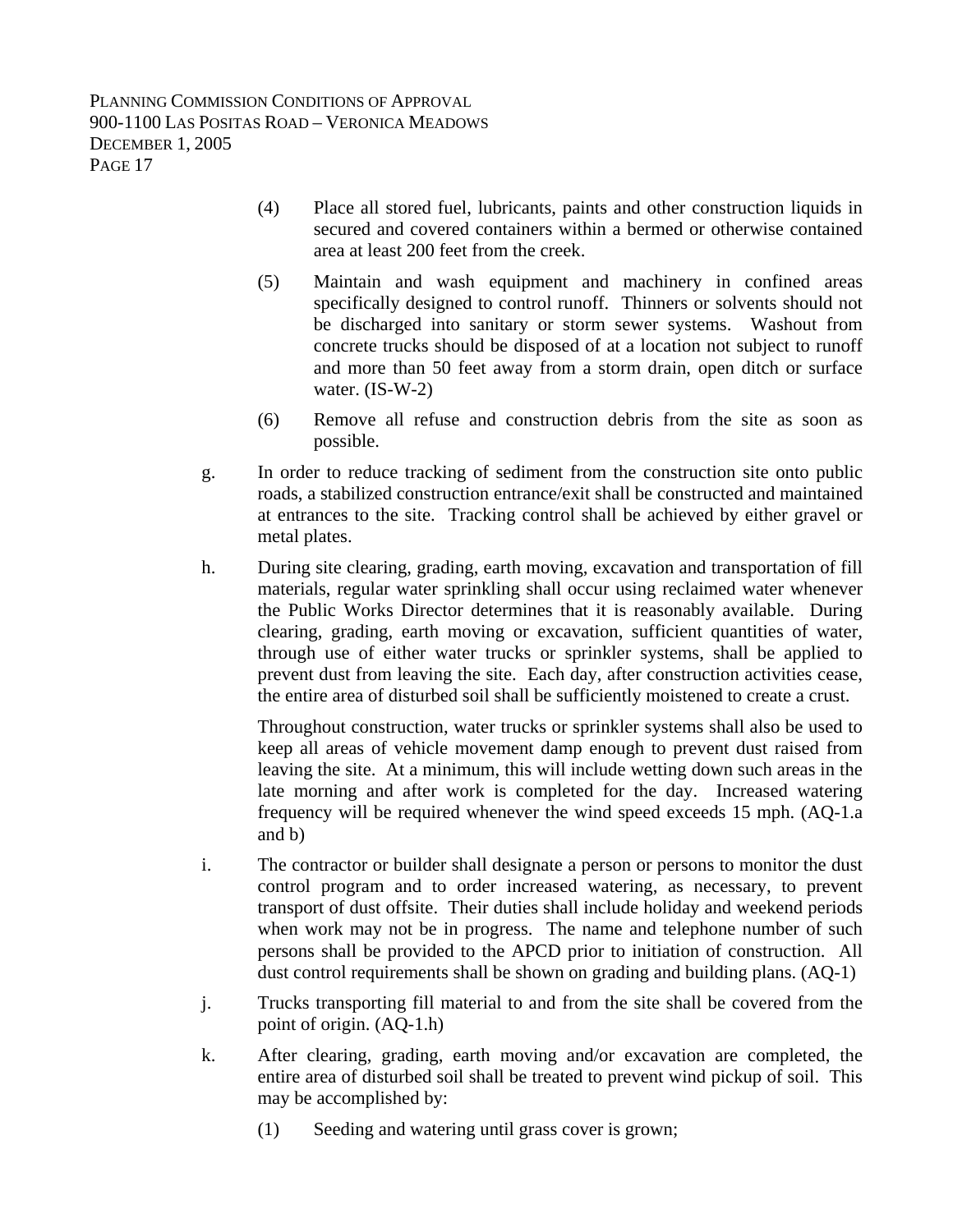(4) Place all stored fuel, lubricants, paints and other construction liquids in secured and covered containers within a bermed or otherwise contained area at least 200 feet from the creek.

(5) Maintain and wash equipment and machinery in confined areas specifically designed to control runoff. Thinners or solvents should not be discharged into sanitary or storm sewer systems. Washout from concrete trucks should be disposed of at a location not subject to runoff and more than 50 feet away from a storm drain, open ditch or surface water. (IS-W-2)

(6) Remove all refuse and construction debris from the site as soon as possible.

g. In order to reduce tracking of sediment from the construction site onto public roads, a stabilized construction entrance/exit shall be constructed and maintained at entrances to the site. Tracking control shall be achieved by either gravel or metal plates.

h. During site clearing, grading, earth moving, excavation and transportation of fill materials, regular water sprinkling shall occur using reclaimed water whenever the Public Works Director determines that it is reasonably available. During clearing, grading, earth moving or excavation, sufficient quantities of water, through use of either water trucks or sprinkler systems, shall be applied to prevent dust from leaving the site. Each day, after construction activities cease, the entire area of disturbed soil shall be sufficiently moistened to create a crust.

Throughout construction, water trucks or sprinkler systems shall also be used to keep all areas of vehicle movement damp enough to prevent dust raised from leaving the site. At a minimum, this will include wetting down such areas in the late morning and after work is completed for the day. Increased watering frequency will be required whenever the wind speed exceeds 15 mph. (AQ-1.a and b)

i. The contractor or builder shall designate a person or persons to monitor the dust control program and to order increased watering, as necessary, to prevent transport of dust offsite. Their duties shall include holiday and weekend periods when work may not be in progress. The name and telephone number of such persons shall be provided to the APCD prior to initiation of construction. All dust control requirements shall be shown on grading and building plans. (AQ-1)

j. Trucks transporting fill material to and from the site shall be covered from the point of origin. (AQ-1.h)

k. After clearing, grading, earth moving and/or excavation are completed, the entire area of disturbed soil shall be treated to prevent wind pickup of soil. This may be accomplished by:

(1) Seeding and watering until grass cover is grown;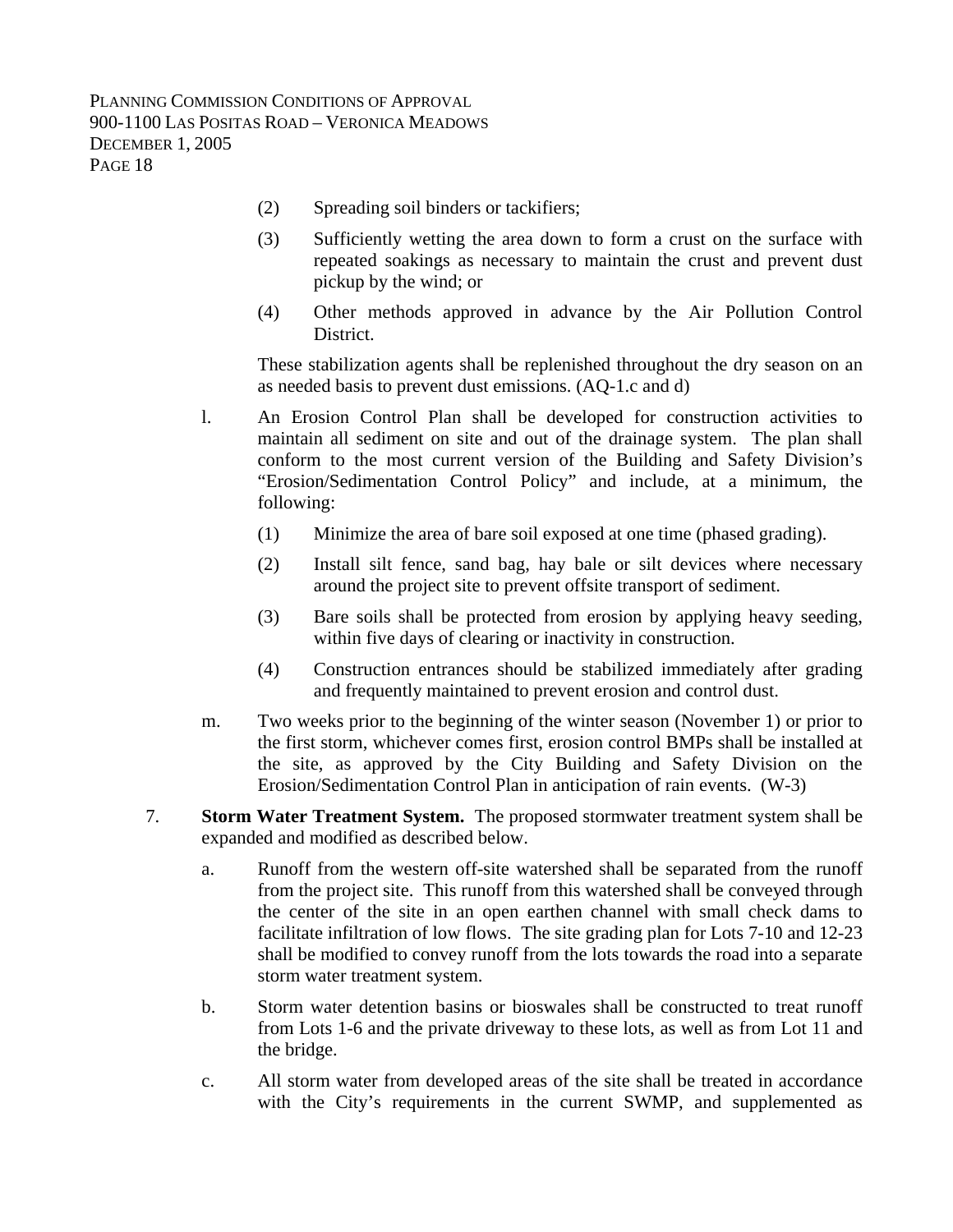(2) Spreading soil binders or tackifiers;

(3) Sufficiently wetting the area down to form a crust on the surface with repeated soakings as necessary to maintain the crust and prevent dust pickup by the wind; or

(4) Other methods approved in advance by the Air Pollution Control District.

These stabilization agents shall be replenished throughout the dry season on an as needed basis to prevent dust emissions. (AQ-1.c and d)

l. An Erosion Control Plan shall be developed for construction activities to maintain all sediment on site and out of the drainage system. The plan shall conform to the most current version of the Building and Safety Division's "Erosion/Sedimentation Control Policy" and include, at a minimum, the following:

(1) Minimize the area of bare soil exposed at one time (phased grading).

(2) Install silt fence, sand bag, hay bale or silt devices where necessary around the project site to prevent offsite transport of sediment.

(3) Bare soils shall be protected from erosion by applying heavy seeding, within five days of clearing or inactivity in construction.

(4) Construction entrances should be stabilized immediately after grading and frequently maintained to prevent erosion and control dust.

m. Two weeks prior to the beginning of the winter season (November 1) or prior to the first storm, whichever comes first, erosion control BMPs shall be installed at the site, as approved by the City Building and Safety Division on the Erosion/Sedimentation Control Plan in anticipation of rain events. (W-3)

7. **Storm Water Treatment System.** The proposed stormwater treatment system shall be expanded and modified as described below.

a. Runoff from the western off-site watershed shall be separated from the runoff from the project site. This runoff from this watershed shall be conveyed through the center of the site in an open earthen channel with small check dams to facilitate infiltration of low flows. The site grading plan for Lots 7-10 and 12-23 shall be modified to convey runoff from the lots towards the road into a separate storm water treatment system.

b. Storm water detention basins or bioswales shall be constructed to treat runoff from Lots 1-6 and the private driveway to these lots, as well as from Lot 11 and the bridge.

c. All storm water from developed areas of the site shall be treated in accordance with the City's requirements in the current SWMP, and supplemented as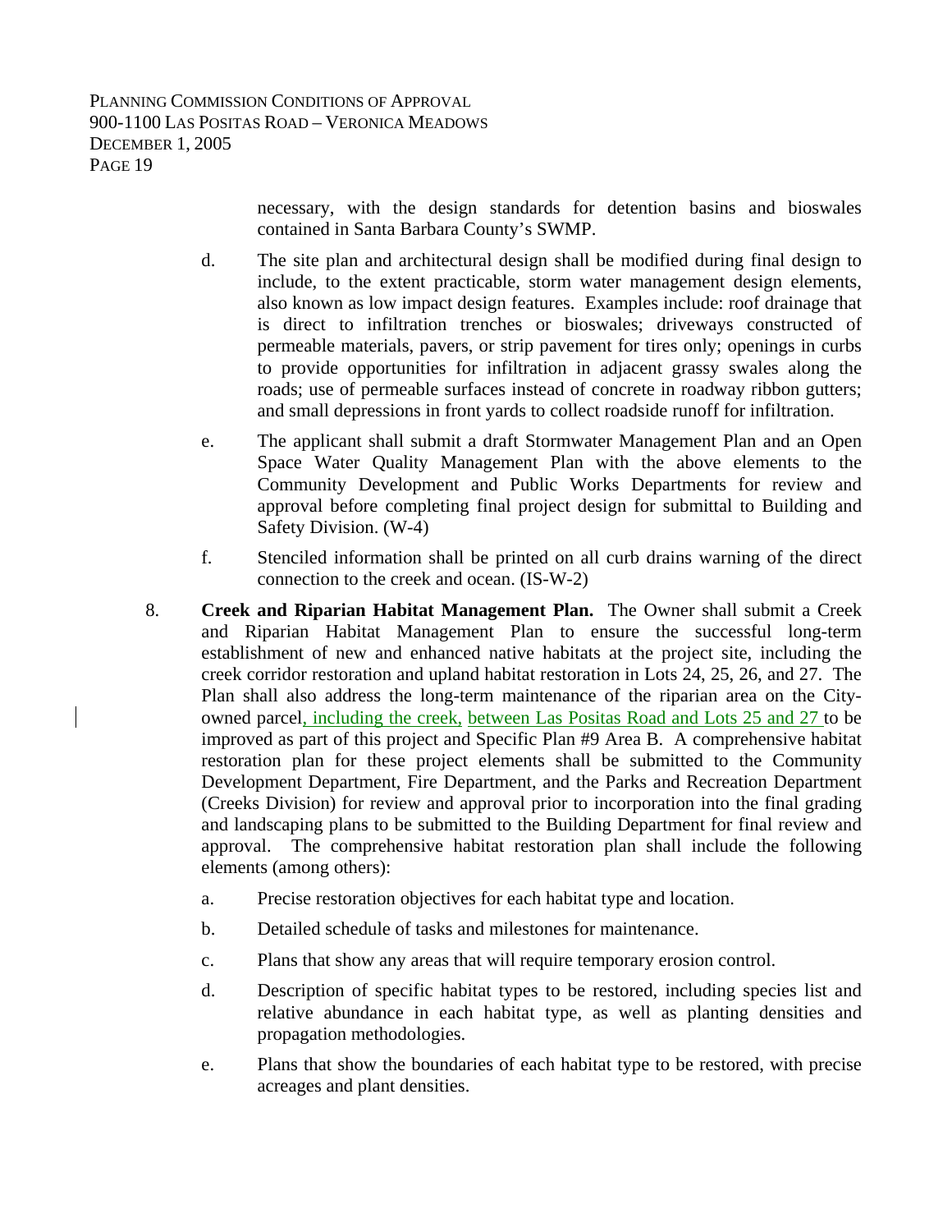necessary, with the design standards for detention basins and bioswales contained in Santa Barbara County's SWMP.

d. The site plan and architectural design shall be modified during final design to include, to the extent practicable, storm water management design elements, also known as low impact design features. Examples include: roof drainage that is direct to infiltration trenches or bioswales; driveways constructed of permeable materials, pavers, or strip pavement for tires only; openings in curbs to provide opportunities for infiltration in adjacent grassy swales along the roads; use of permeable surfaces instead of concrete in roadway ribbon gutters; and small depressions in front yards to collect roadside runoff for infiltration.

e. The applicant shall submit a draft Stormwater Management Plan and an Open Space Water Quality Management Plan with the above elements to the Community Development and Public Works Departments for review and approval before completing final project design for submittal to Building and Safety Division. (W-4)

f. Stenciled information shall be printed on all curb drains warning of the direct connection to the creek and ocean. (IS-W-2)

8. **Creek and Riparian Habitat Management Plan.** The Owner shall submit a Creek and Riparian Habitat Management Plan to ensure the successful long-term establishment of new and enhanced native habitats at the project site, including the creek corridor restoration and upland habitat restoration in Lots 24, 25, 26, and 27. The Plan shall also address the long-term maintenance of the riparian area on the City-owned parcel, including the creek, between Las Positas Road and Lots 25 and 27 to be improved as part of this project and Specific Plan #9 Area B. A comprehensive habitat restoration plan for these project elements shall be submitted to the Community Development Department, Fire Department, and the Parks and Recreation Department (Creeks Division) for review and approval prior to incorporation into the final grading and landscaping plans to be submitted to the Building Department for final review and approval. The comprehensive habitat restoration plan shall include the following elements (among others):

   a. Precise restoration objectives for each habitat type and location.

   b. Detailed schedule of tasks and milestones for maintenance.

   c. Plans that show any areas that will require temporary erosion control.

   d. Description of specific habitat types to be restored, including species list and relative abundance in each habitat type, as well as planting densities and propagation methodologies.

   e. Plans that show the boundaries of each habitat type to be restored, with precise acreages and plant densities.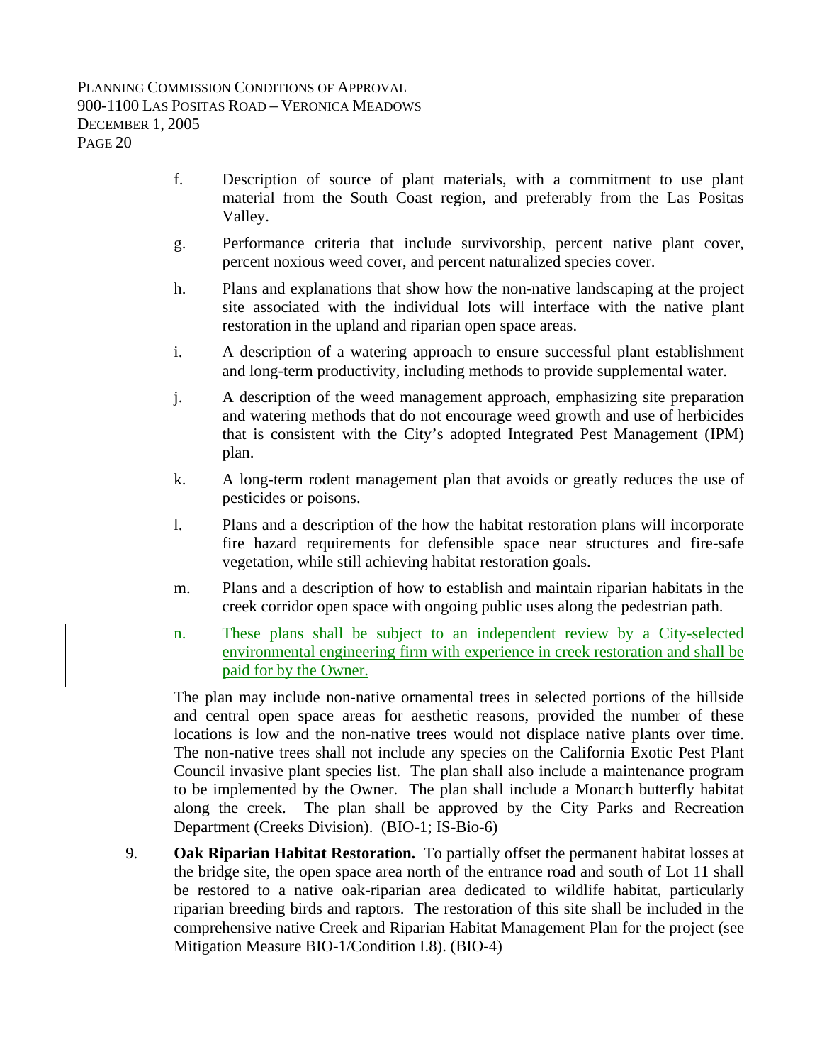f. Description of source of plant materials, with a commitment to use plant material from the South Coast region, and preferably from the Las Positas Valley.

g. Performance criteria that include survivorship, percent native plant cover, percent noxious weed cover, and percent naturalized species cover.

h. Plans and explanations that show how the non-native landscaping at the project site associated with the individual lots will interface with the native plant restoration in the upland and riparian open space areas.

i. A description of a watering approach to ensure successful plant establishment and long-term productivity, including methods to provide supplemental water.

j. A description of the weed management approach, emphasizing site preparation and watering methods that do not encourage weed growth and use of herbicides that is consistent with the City's adopted Integrated Pest Management (IPM) plan.

k. A long-term rodent management plan that avoids or greatly reduces the use of pesticides or poisons.

l. Plans and a description of the how the habitat restoration plans will incorporate fire hazard requirements for defensible space near structures and fire-safe vegetation, while still achieving habitat restoration goals.

m. Plans and a description of how to establish and maintain riparian habitats in the creek corridor open space with ongoing public uses along the pedestrian path.

n. These plans shall be subject to an independent review by a City-selected environmental engineering firm with experience in creek restoration and shall be paid for by the Owner.

The plan may include non-native ornamental trees in selected portions of the hillside and central open space areas for aesthetic reasons, provided the number of these locations is low and the non-native trees would not displace native plants over time. The non-native trees shall not include any species on the California Exotic Pest Plant Council invasive plant species list. The plan shall also include a maintenance program to be implemented by the Owner. The plan shall include a Monarch butterfly habitat along the creek. The plan shall be approved by the City Parks and Recreation Department (Creeks Division). (BIO-1; IS-Bio-6)

9. **Oak Riparian Habitat Restoration.** To partially offset the permanent habitat losses at the bridge site, the open space area north of the entrance road and south of Lot 11 shall be restored to a native oak-riparian area dedicated to wildlife habitat, particularly riparian breeding birds and raptors. The restoration of this site shall be included in the comprehensive native Creek and Riparian Habitat Management Plan for the project (see Mitigation Measure BIO-1/Condition I.8). (BIO-4)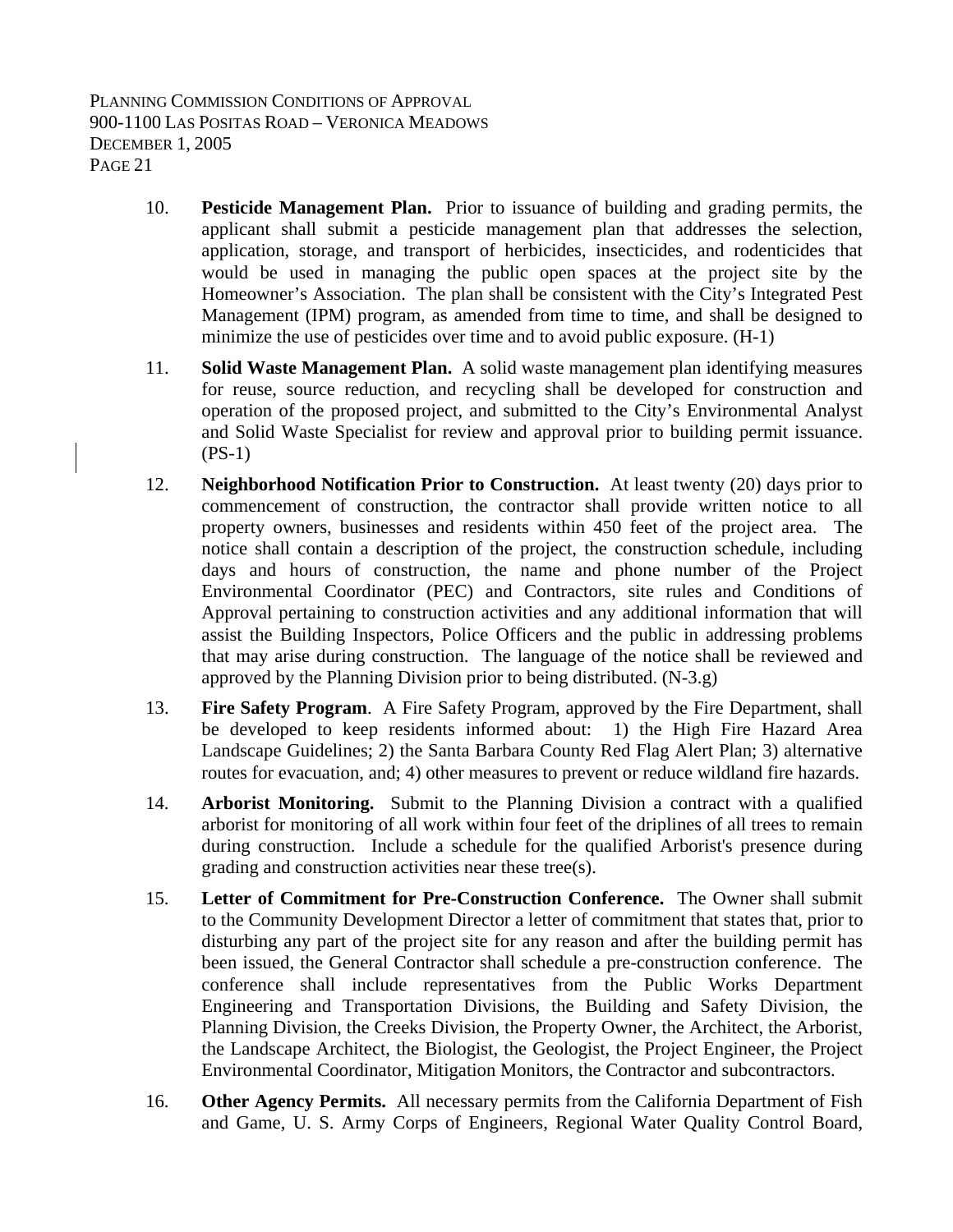10. **Pesticide Management Plan.** Prior to issuance of building and grading permits, the applicant shall submit a pesticide management plan that addresses the selection, application, storage, and transport of herbicides, insecticides, and rodenticides that would be used in managing the public open spaces at the project site by the Homeowner's Association. The plan shall be consistent with the City's Integrated Pest Management (IPM) program, as amended from time to time, and shall be designed to minimize the use of pesticides over time and to avoid public exposure. (H-1)

11. **Solid Waste Management Plan.** A solid waste management plan identifying measures for reuse, source reduction, and recycling shall be developed for construction and operation of the proposed project, and submitted to the City's Environmental Analyst and Solid Waste Specialist for review and approval prior to building permit issuance. (PS-1)

12. **Neighborhood Notification Prior to Construction.** At least twenty (20) days prior to commencement of construction, the contractor shall provide written notice to all property owners, businesses and residents within 450 feet of the project area. The notice shall contain a description of the project, the construction schedule, including days and hours of construction, the name and phone number of the Project Environmental Coordinator (PEC) and Contractors, site rules and Conditions of Approval pertaining to construction activities and any additional information that will assist the Building Inspectors, Police Officers and the public in addressing problems that may arise during construction. The language of the notice shall be reviewed and approved by the Planning Division prior to being distributed. (N-3.g)

13. **Fire Safety Program**. A Fire Safety Program, approved by the Fire Department, shall be developed to keep residents informed about: 1) the High Fire Hazard Area Landscape Guidelines; 2) the Santa Barbara County Red Flag Alert Plan; 3) alternative routes for evacuation, and; 4) other measures to prevent or reduce wildland fire hazards.

14. **Arborist Monitoring.** Submit to the Planning Division a contract with a qualified arborist for monitoring of all work within four feet of the driplines of all trees to remain during construction. Include a schedule for the qualified Arborist's presence during grading and construction activities near these tree(s).

15. **Letter of Commitment for Pre-Construction Conference.** The Owner shall submit to the Community Development Director a letter of commitment that states that, prior to disturbing any part of the project site for any reason and after the building permit has been issued, the General Contractor shall schedule a pre-construction conference. The conference shall include representatives from the Public Works Department Engineering and Transportation Divisions, the Building and Safety Division, the Planning Division, the Creeks Division, the Property Owner, the Architect, the Arborist, the Landscape Architect, the Biologist, the Geologist, the Project Engineer, the Project Environmental Coordinator, Mitigation Monitors, the Contractor and subcontractors.

16. **Other Agency Permits.** All necessary permits from the California Department of Fish and Game, U. S. Army Corps of Engineers, Regional Water Quality Control Board,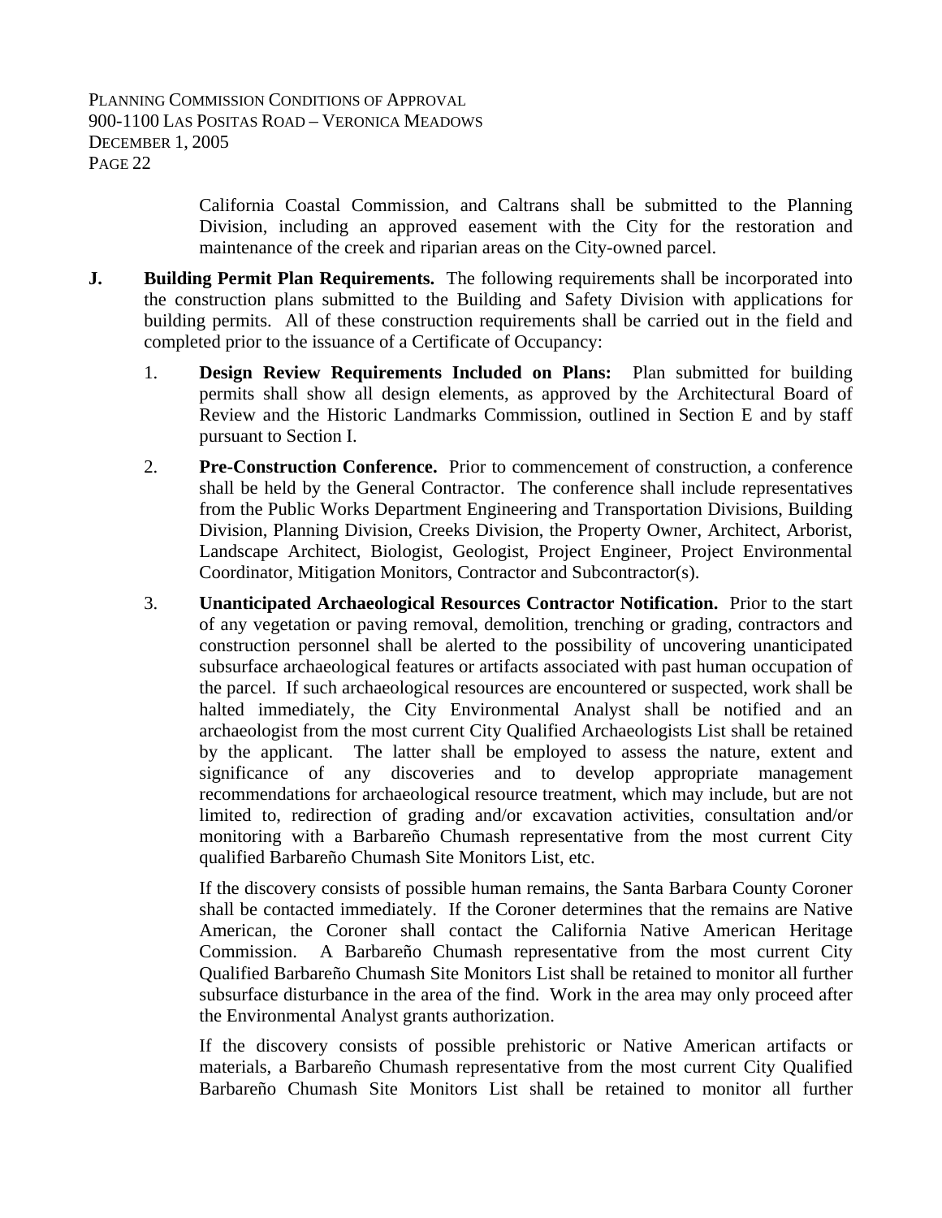California Coastal Commission, and Caltrans shall be submitted to the Planning Division, including an approved easement with the City for the restoration and maintenance of the creek and riparian areas on the City-owned parcel.

**J. Building Permit Plan Requirements.** The following requirements shall be incorporated into the construction plans submitted to the Building and Safety Division with applications for building permits. All of these construction requirements shall be carried out in the field and completed prior to the issuance of a Certificate of Occupancy:

1. **Design Review Requirements Included on Plans:** Plan submitted for building permits shall show all design elements, as approved by the Architectural Board of Review and the Historic Landmarks Commission, outlined in Section E and by staff pursuant to Section I.

2. **Pre-Construction Conference.** Prior to commencement of construction, a conference shall be held by the General Contractor. The conference shall include representatives from the Public Works Department Engineering and Transportation Divisions, Building Division, Planning Division, Creeks Division, the Property Owner, Architect, Arborist, Landscape Architect, Biologist, Geologist, Project Engineer, Project Environmental Coordinator, Mitigation Monitors, Contractor and Subcontractor(s).

3. **Unanticipated Archaeological Resources Contractor Notification.** Prior to the start of any vegetation or paving removal, demolition, trenching or grading, contractors and construction personnel shall be alerted to the possibility of uncovering unanticipated subsurface archaeological features or artifacts associated with past human occupation of the parcel. If such archaeological resources are encountered or suspected, work shall be halted immediately, the City Environmental Analyst shall be notified and an archaeologist from the most current City Qualified Archaeologists List shall be retained by the applicant. The latter shall be employed to assess the nature, extent and significance of any discoveries and to develop appropriate management recommendations for archaeological resource treatment, which may include, but are not limited to, redirection of grading and/or excavation activities, consultation and/or monitoring with a Barbareño Chumash representative from the most current City qualified Barbareño Chumash Site Monitors List, etc.

   If the discovery consists of possible human remains, the Santa Barbara County Coroner shall be contacted immediately. If the Coroner determines that the remains are Native American, the Coroner shall contact the California Native American Heritage Commission. A Barbareño Chumash representative from the most current City Qualified Barbareño Chumash Site Monitors List shall be retained to monitor all further subsurface disturbance in the area of the find. Work in the area may only proceed after the Environmental Analyst grants authorization.

   If the discovery consists of possible prehistoric or Native American artifacts or materials, a Barbareño Chumash representative from the most current City Qualified Barbareño Chumash Site Monitors List shall be retained to monitor all further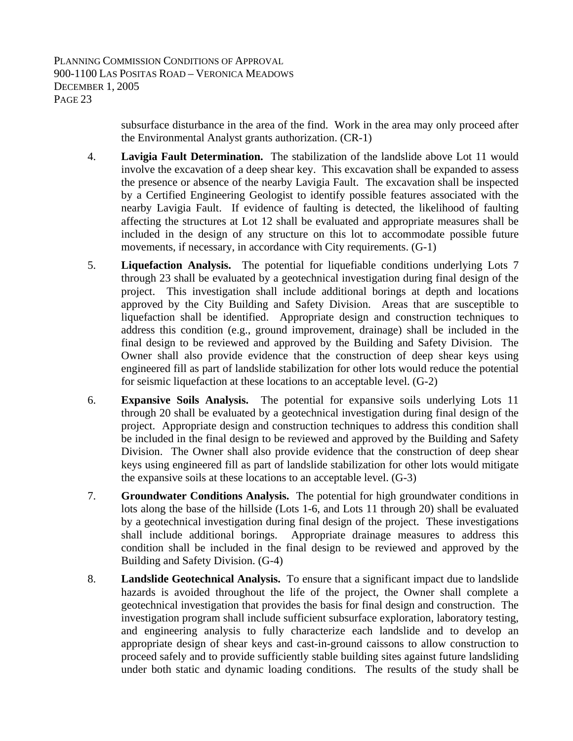subsurface disturbance in the area of the find. Work in the area may only proceed after the Environmental Analyst grants authorization. (CR-1)

4. **Lavigia Fault Determination.** The stabilization of the landslide above Lot 11 would involve the excavation of a deep shear key. This excavation shall be expanded to assess the presence or absence of the nearby Lavigia Fault. The excavation shall be inspected by a Certified Engineering Geologist to identify possible features associated with the nearby Lavigia Fault. If evidence of faulting is detected, the likelihood of faulting affecting the structures at Lot 12 shall be evaluated and appropriate measures shall be included in the design of any structure on this lot to accommodate possible future movements, if necessary, in accordance with City requirements. (G-1)

5. **Liquefaction Analysis.** The potential for liquefiable conditions underlying Lots 7 through 23 shall be evaluated by a geotechnical investigation during final design of the project. This investigation shall include additional borings at depth and locations approved by the City Building and Safety Division. Areas that are susceptible to liquefaction shall be identified. Appropriate design and construction techniques to address this condition (e.g., ground improvement, drainage) shall be included in the final design to be reviewed and approved by the Building and Safety Division. The Owner shall also provide evidence that the construction of deep shear keys using engineered fill as part of landslide stabilization for other lots would reduce the potential for seismic liquefaction at these locations to an acceptable level. (G-2)

6. **Expansive Soils Analysis.** The potential for expansive soils underlying Lots 11 through 20 shall be evaluated by a geotechnical investigation during final design of the project. Appropriate design and construction techniques to address this condition shall be included in the final design to be reviewed and approved by the Building and Safety Division. The Owner shall also provide evidence that the construction of deep shear keys using engineered fill as part of landslide stabilization for other lots would mitigate the expansive soils at these locations to an acceptable level. (G-3)

7. **Groundwater Conditions Analysis.** The potential for high groundwater conditions in lots along the base of the hillside (Lots 1-6, and Lots 11 through 20) shall be evaluated by a geotechnical investigation during final design of the project. These investigations shall include additional borings. Appropriate drainage measures to address this condition shall be included in the final design to be reviewed and approved by the Building and Safety Division. (G-4)

8. **Landslide Geotechnical Analysis.** To ensure that a significant impact due to landslide hazards is avoided throughout the life of the project, the Owner shall complete a geotechnical investigation that provides the basis for final design and construction. The investigation program shall include sufficient subsurface exploration, laboratory testing, and engineering analysis to fully characterize each landslide and to develop an appropriate design of shear keys and cast-in-ground caissons to allow construction to proceed safely and to provide sufficiently stable building sites against future landsliding under both static and dynamic loading conditions. The results of the study shall be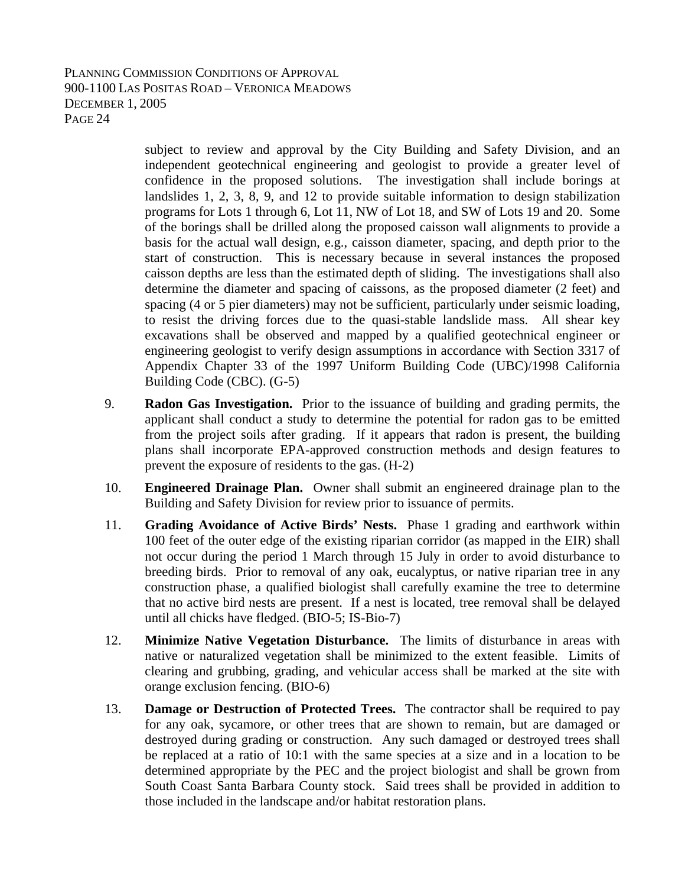subject to review and approval by the City Building and Safety Division, and an independent geotechnical engineering and geologist to provide a greater level of confidence in the proposed solutions. The investigation shall include borings at landslides 1, 2, 3, 8, 9, and 12 to provide suitable information to design stabilization programs for Lots 1 through 6, Lot 11, NW of Lot 18, and SW of Lots 19 and 20. Some of the borings shall be drilled along the proposed caisson wall alignments to provide a basis for the actual wall design, e.g., caisson diameter, spacing, and depth prior to the start of construction. This is necessary because in several instances the proposed caisson depths are less than the estimated depth of sliding. The investigations shall also determine the diameter and spacing of caissons, as the proposed diameter (2 feet) and spacing (4 or 5 pier diameters) may not be sufficient, particularly under seismic loading, to resist the driving forces due to the quasi-stable landslide mass. All shear key excavations shall be observed and mapped by a qualified geotechnical engineer or engineering geologist to verify design assumptions in accordance with Section 3317 of Appendix Chapter 33 of the 1997 Uniform Building Code (UBC)/1998 California Building Code (CBC). (G-5)

9. **Radon Gas Investigation.** Prior to the issuance of building and grading permits, the applicant shall conduct a study to determine the potential for radon gas to be emitted from the project soils after grading. If it appears that radon is present, the building plans shall incorporate EPA-approved construction methods and design features to prevent the exposure of residents to the gas. (H-2)

10. **Engineered Drainage Plan.** Owner shall submit an engineered drainage plan to the Building and Safety Division for review prior to issuance of permits.

11. **Grading Avoidance of Active Birds' Nests.** Phase 1 grading and earthwork within 100 feet of the outer edge of the existing riparian corridor (as mapped in the EIR) shall not occur during the period 1 March through 15 July in order to avoid disturbance to breeding birds. Prior to removal of any oak, eucalyptus, or native riparian tree in any construction phase, a qualified biologist shall carefully examine the tree to determine that no active bird nests are present. If a nest is located, tree removal shall be delayed until all chicks have fledged. (BIO-5; IS-Bio-7)

12. **Minimize Native Vegetation Disturbance.** The limits of disturbance in areas with native or naturalized vegetation shall be minimized to the extent feasible. Limits of clearing and grubbing, grading, and vehicular access shall be marked at the site with orange exclusion fencing. (BIO-6)

13. **Damage or Destruction of Protected Trees.** The contractor shall be required to pay for any oak, sycamore, or other trees that are shown to remain, but are damaged or destroyed during grading or construction. Any such damaged or destroyed trees shall be replaced at a ratio of 10:1 with the same species at a size and in a location to be determined appropriate by the PEC and the project biologist and shall be grown from South Coast Santa Barbara County stock. Said trees shall be provided in addition to those included in the landscape and/or habitat restoration plans.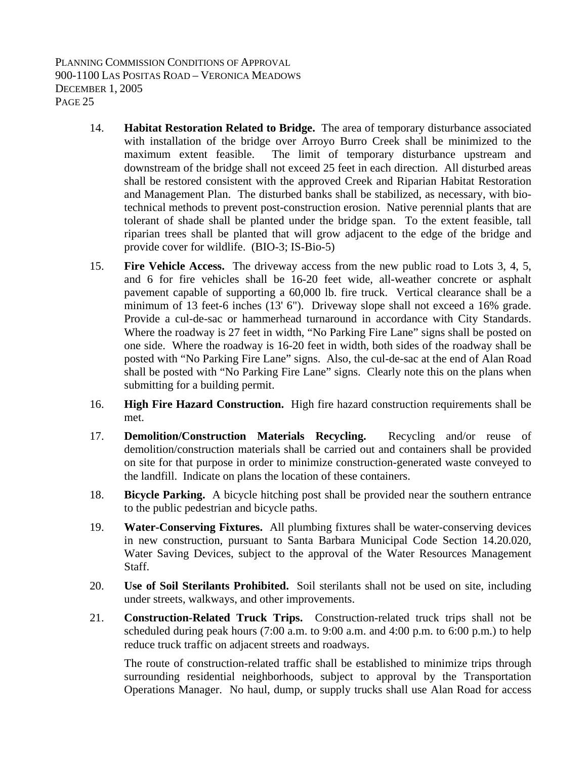14. **Habitat Restoration Related to Bridge.** The area of temporary disturbance associated with installation of the bridge over Arroyo Burro Creek shall be minimized to the maximum extent feasible. The limit of temporary disturbance upstream and downstream of the bridge shall not exceed 25 feet in each direction. All disturbed areas shall be restored consistent with the approved Creek and Riparian Habitat Restoration and Management Plan. The disturbed banks shall be stabilized, as necessary, with bio-technical methods to prevent post-construction erosion. Native perennial plants that are tolerant of shade shall be planted under the bridge span. To the extent feasible, tall riparian trees shall be planted that will grow adjacent to the edge of the bridge and provide cover for wildlife. (BIO-3; IS-Bio-5)

15. **Fire Vehicle Access.** The driveway access from the new public road to Lots 3, 4, 5, and 6 for fire vehicles shall be 16-20 feet wide, all-weather concrete or asphalt pavement capable of supporting a 60,000 lb. fire truck. Vertical clearance shall be a minimum of 13 feet-6 inches (13' 6"). Driveway slope shall not exceed a 16% grade. Provide a cul-de-sac or hammerhead turnaround in accordance with City Standards. Where the roadway is 27 feet in width, "No Parking Fire Lane" signs shall be posted on one side. Where the roadway is 16-20 feet in width, both sides of the roadway shall be posted with "No Parking Fire Lane" signs. Also, the cul-de-sac at the end of Alan Road shall be posted with "No Parking Fire Lane" signs. Clearly note this on the plans when submitting for a building permit.

16. **High Fire Hazard Construction.** High fire hazard construction requirements shall be met.

17. **Demolition/Construction Materials Recycling.** Recycling and/or reuse of demolition/construction materials shall be carried out and containers shall be provided on site for that purpose in order to minimize construction-generated waste conveyed to the landfill. Indicate on plans the location of these containers.

18. **Bicycle Parking.** A bicycle hitching post shall be provided near the southern entrance to the public pedestrian and bicycle paths.

19. **Water-Conserving Fixtures.** All plumbing fixtures shall be water-conserving devices in new construction, pursuant to Santa Barbara Municipal Code Section 14.20.020, Water Saving Devices, subject to the approval of the Water Resources Management Staff.

20. **Use of Soil Sterilants Prohibited.** Soil sterilants shall not be used on site, including under streets, walkways, and other improvements.

21. **Construction-Related Truck Trips.** Construction-related truck trips shall not be scheduled during peak hours (7:00 a.m. to 9:00 a.m. and 4:00 p.m. to 6:00 p.m.) to help reduce truck traffic on adjacent streets and roadways.

    The route of construction-related traffic shall be established to minimize trips through surrounding residential neighborhoods, subject to approval by the Transportation Operations Manager. No haul, dump, or supply trucks shall use Alan Road for access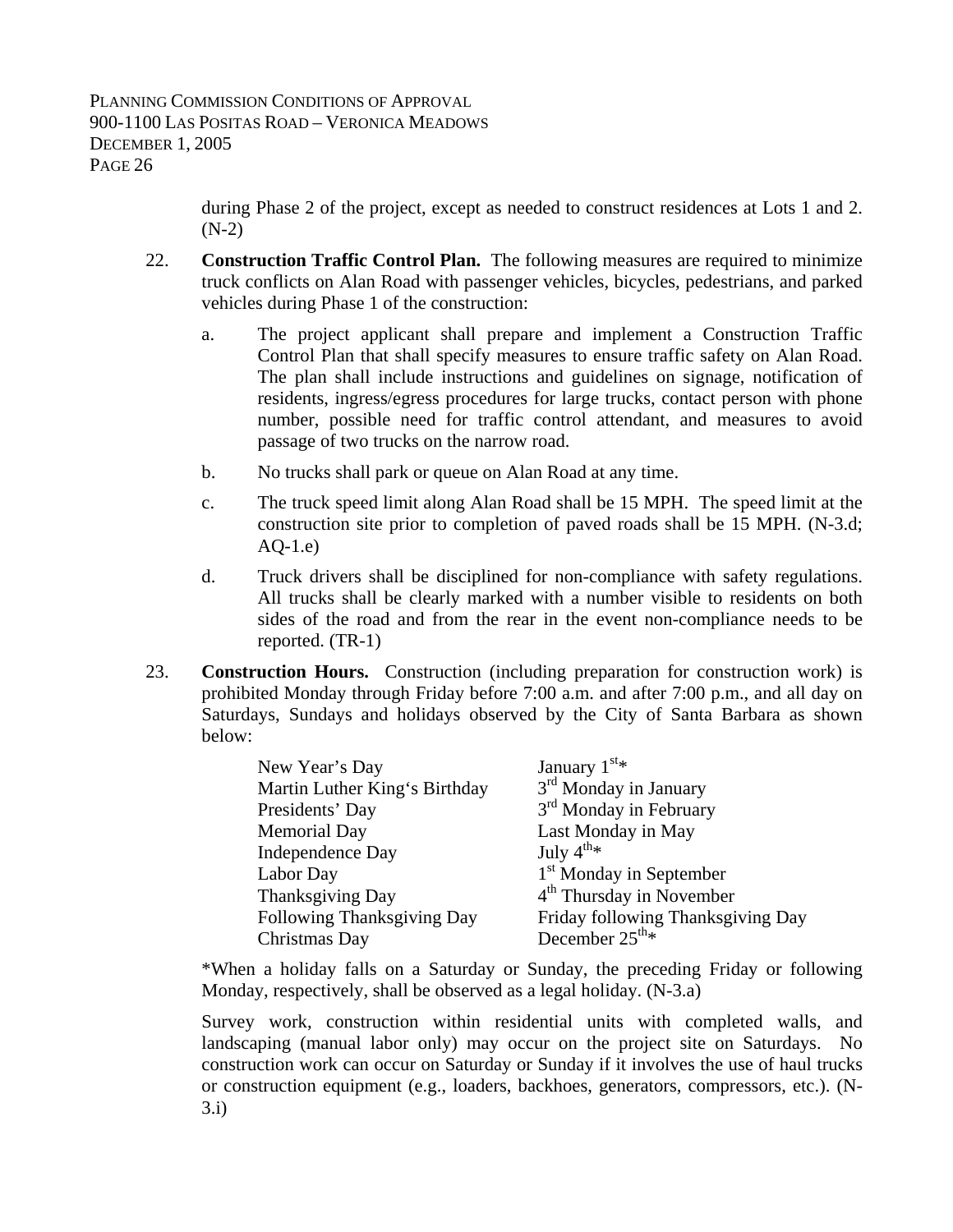during Phase 2 of the project, except as needed to construct residences at Lots 1 and 2. (N-2)

22. **Construction Traffic Control Plan.** The following measures are required to minimize truck conflicts on Alan Road with passenger vehicles, bicycles, pedestrians, and parked vehicles during Phase 1 of the construction:

    a. The project applicant shall prepare and implement a Construction Traffic Control Plan that shall specify measures to ensure traffic safety on Alan Road. The plan shall include instructions and guidelines on signage, notification of residents, ingress/egress procedures for large trucks, contact person with phone number, possible need for traffic control attendant, and measures to avoid passage of two trucks on the narrow road.

    b. No trucks shall park or queue on Alan Road at any time.

    c. The truck speed limit along Alan Road shall be 15 MPH. The speed limit at the construction site prior to completion of paved roads shall be 15 MPH. (N-3.d; AQ-1.e)

    d. Truck drivers shall be disciplined for non-compliance with safety regulations. All trucks shall be clearly marked with a number visible to residents on both sides of the road and from the rear in the event non-compliance needs to be reported. (TR-1)

23. **Construction Hours.** Construction (including preparation for construction work) is prohibited Monday through Friday before 7:00 a.m. and after 7:00 p.m., and all day on Saturdays, Sundays and holidays observed by the City of Santa Barbara as shown below:

| | |
|---|---|
| New Year's Day | January 1st* |
| Martin Luther King's Birthday | 3rd Monday in January |
| Presidents' Day | 3rd Monday in February |
| Memorial Day | Last Monday in May |
| Independence Day | July 4th* |
| Labor Day | 1st Monday in September |
| Thanksgiving Day | 4th Thursday in November |
| Following Thanksgiving Day | Friday following Thanksgiving Day |
| Christmas Day | December 25th* |

*When a holiday falls on a Saturday or Sunday, the preceding Friday or following Monday, respectively, shall be observed as a legal holiday. (N-3.a)

Survey work, construction within residential units with completed walls, and landscaping (manual labor only) may occur on the project site on Saturdays. No construction work can occur on Saturday or Sunday if it involves the use of haul trucks or construction equipment (e.g., loaders, backhoes, generators, compressors, etc.). (N-3.i)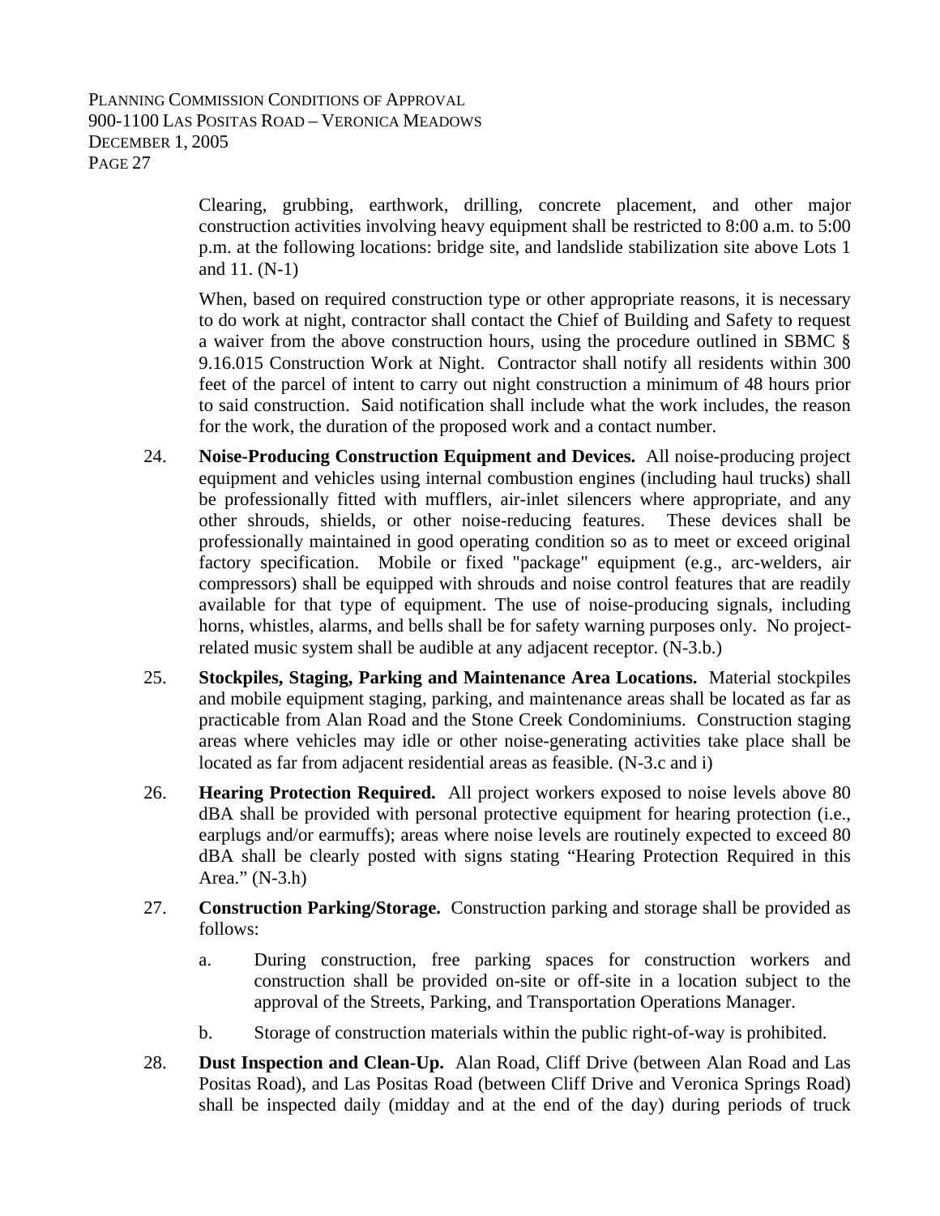Clearing, grubbing, earthwork, drilling, concrete placement, and other major construction activities involving heavy equipment shall be restricted to 8:00 a.m. to 5:00 p.m. at the following locations: bridge site, and landslide stabilization site above Lots 1 and 11. (N-1)

When, based on required construction type or other appropriate reasons, it is necessary to do work at night, contractor shall contact the Chief of Building and Safety to request a waiver from the above construction hours, using the procedure outlined in SBMC § 9.16.015 Construction Work at Night. Contractor shall notify all residents within 300 feet of the parcel of intent to carry out night construction a minimum of 48 hours prior to said construction. Said notification shall include what the work includes, the reason for the work, the duration of the proposed work and a contact number.

24. **Noise-Producing Construction Equipment and Devices.** All noise-producing project equipment and vehicles using internal combustion engines (including haul trucks) shall be professionally fitted with mufflers, air-inlet silencers where appropriate, and any other shrouds, shields, or other noise-reducing features. These devices shall be professionally maintained in good operating condition so as to meet or exceed original factory specification. Mobile or fixed "package" equipment (e.g., arc-welders, air compressors) shall be equipped with shrouds and noise control features that are readily available for that type of equipment. The use of noise-producing signals, including horns, whistles, alarms, and bells shall be for safety warning purposes only. No project-related music system shall be audible at any adjacent receptor. (N-3.b.)

25. **Stockpiles, Staging, Parking and Maintenance Area Locations.** Material stockpiles and mobile equipment staging, parking, and maintenance areas shall be located as far as practicable from Alan Road and the Stone Creek Condominiums. Construction staging areas where vehicles may idle or other noise-generating activities take place shall be located as far from adjacent residential areas as feasible. (N-3.c and i)

26. **Hearing Protection Required.** All project workers exposed to noise levels above 80 dBA shall be provided with personal protective equipment for hearing protection (i.e., earplugs and/or earmuffs); areas where noise levels are routinely expected to exceed 80 dBA shall be clearly posted with signs stating "Hearing Protection Required in this Area." (N-3.h)

27. **Construction Parking/Storage.** Construction parking and storage shall be provided as follows:

    a. During construction, free parking spaces for construction workers and construction shall be provided on-site or off-site in a location subject to the approval of the Streets, Parking, and Transportation Operations Manager.

    b. Storage of construction materials within the public right-of-way is prohibited.

28. **Dust Inspection and Clean-Up.** Alan Road, Cliff Drive (between Alan Road and Las Positas Road), and Las Positas Road (between Cliff Drive and Veronica Springs Road) shall be inspected daily (midday and at the end of the day) during periods of truck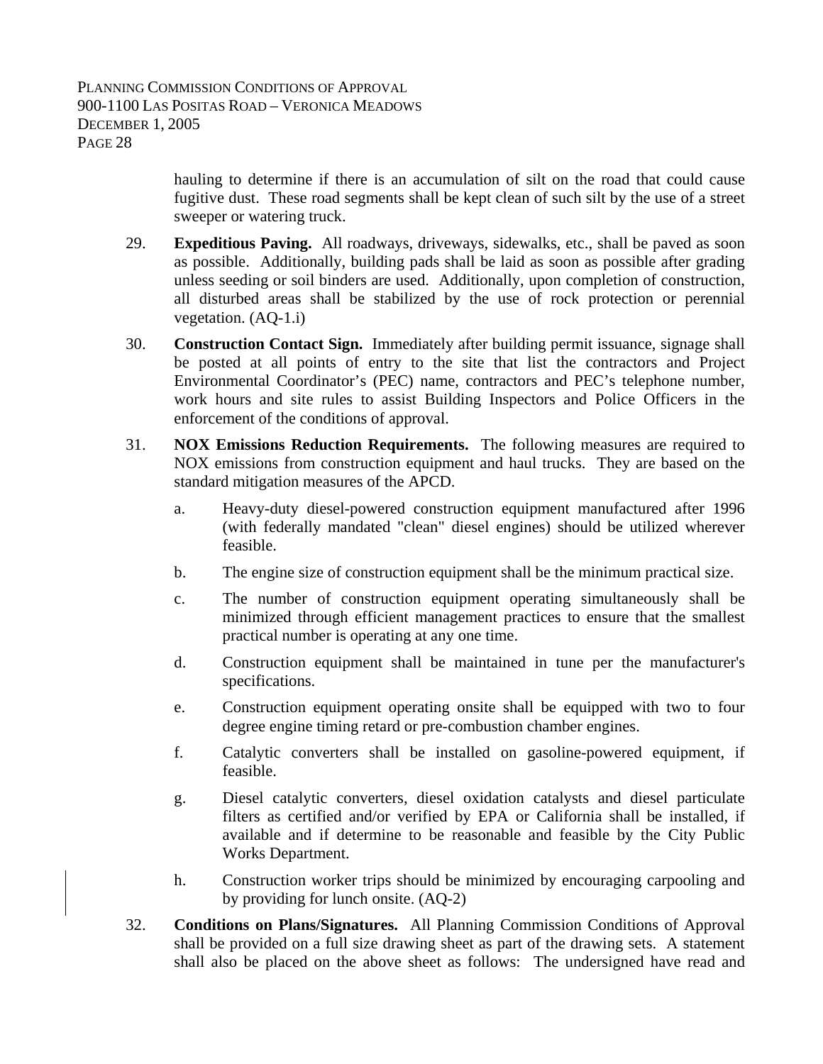hauling to determine if there is an accumulation of silt on the road that could cause fugitive dust. These road segments shall be kept clean of such silt by the use of a street sweeper or watering truck.

29. **Expeditious Paving.** All roadways, driveways, sidewalks, etc., shall be paved as soon as possible. Additionally, building pads shall be laid as soon as possible after grading unless seeding or soil binders are used. Additionally, upon completion of construction, all disturbed areas shall be stabilized by the use of rock protection or perennial vegetation. (AQ-1.i)

30. **Construction Contact Sign.** Immediately after building permit issuance, signage shall be posted at all points of entry to the site that list the contractors and Project Environmental Coordinator's (PEC) name, contractors and PEC's telephone number, work hours and site rules to assist Building Inspectors and Police Officers in the enforcement of the conditions of approval.

31. **NOX Emissions Reduction Requirements.** The following measures are required to NOX emissions from construction equipment and haul trucks. They are based on the standard mitigation measures of the APCD.

    a. Heavy-duty diesel-powered construction equipment manufactured after 1996 (with federally mandated "clean" diesel engines) should be utilized wherever feasible.

    b. The engine size of construction equipment shall be the minimum practical size.

    c. The number of construction equipment operating simultaneously shall be minimized through efficient management practices to ensure that the smallest practical number is operating at any one time.

    d. Construction equipment shall be maintained in tune per the manufacturer's specifications.

    e. Construction equipment operating onsite shall be equipped with two to four degree engine timing retard or pre-combustion chamber engines.

    f. Catalytic converters shall be installed on gasoline-powered equipment, if feasible.

    g. Diesel catalytic converters, diesel oxidation catalysts and diesel particulate filters as certified and/or verified by EPA or California shall be installed, if available and if determine to be reasonable and feasible by the City Public Works Department.

    h. Construction worker trips should be minimized by encouraging carpooling and by providing for lunch onsite. (AQ-2)

32. **Conditions on Plans/Signatures.** All Planning Commission Conditions of Approval shall be provided on a full size drawing sheet as part of the drawing sets. A statement shall also be placed on the above sheet as follows: The undersigned have read and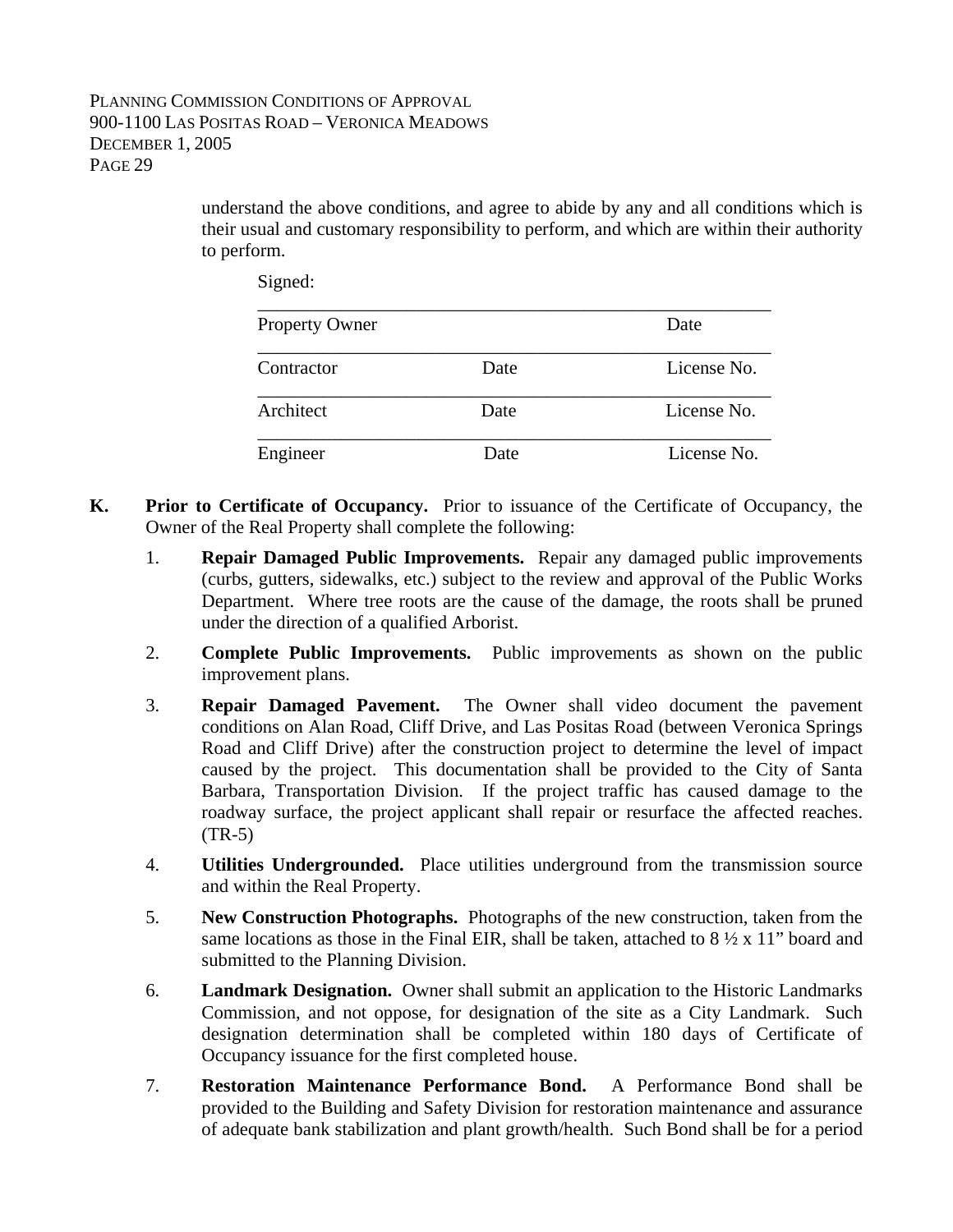understand the above conditions, and agree to abide by any and all conditions which is their usual and customary responsibility to perform, and which are within their authority to perform.

Signed:

| | | |
|---|---|---|
| Property Owner | | Date |
| Contractor | Date | License No. |
| Architect | Date | License No. |
| Engineer | Date | License No. |

**K. Prior to Certificate of Occupancy.** Prior to issuance of the Certificate of Occupancy, the Owner of the Real Property shall complete the following:

1. **Repair Damaged Public Improvements.** Repair any damaged public improvements (curbs, gutters, sidewalks, etc.) subject to the review and approval of the Public Works Department. Where tree roots are the cause of the damage, the roots shall be pruned under the direction of a qualified Arborist.

2. **Complete Public Improvements.** Public improvements as shown on the public improvement plans.

3. **Repair Damaged Pavement.** The Owner shall video document the pavement conditions on Alan Road, Cliff Drive, and Las Positas Road (between Veronica Springs Road and Cliff Drive) after the construction project to determine the level of impact caused by the project. This documentation shall be provided to the City of Santa Barbara, Transportation Division. If the project traffic has caused damage to the roadway surface, the project applicant shall repair or resurface the affected reaches. (TR-5)

4. **Utilities Undergrounded.** Place utilities underground from the transmission source and within the Real Property.

5. **New Construction Photographs.** Photographs of the new construction, taken from the same locations as those in the Final EIR, shall be taken, attached to 8 ½ x 11" board and submitted to the Planning Division.

6. **Landmark Designation.** Owner shall submit an application to the Historic Landmarks Commission, and not oppose, for designation of the site as a City Landmark. Such designation determination shall be completed within 180 days of Certificate of Occupancy issuance for the first completed house.

7. **Restoration Maintenance Performance Bond.** A Performance Bond shall be provided to the Building and Safety Division for restoration maintenance and assurance of adequate bank stabilization and plant growth/health. Such Bond shall be for a period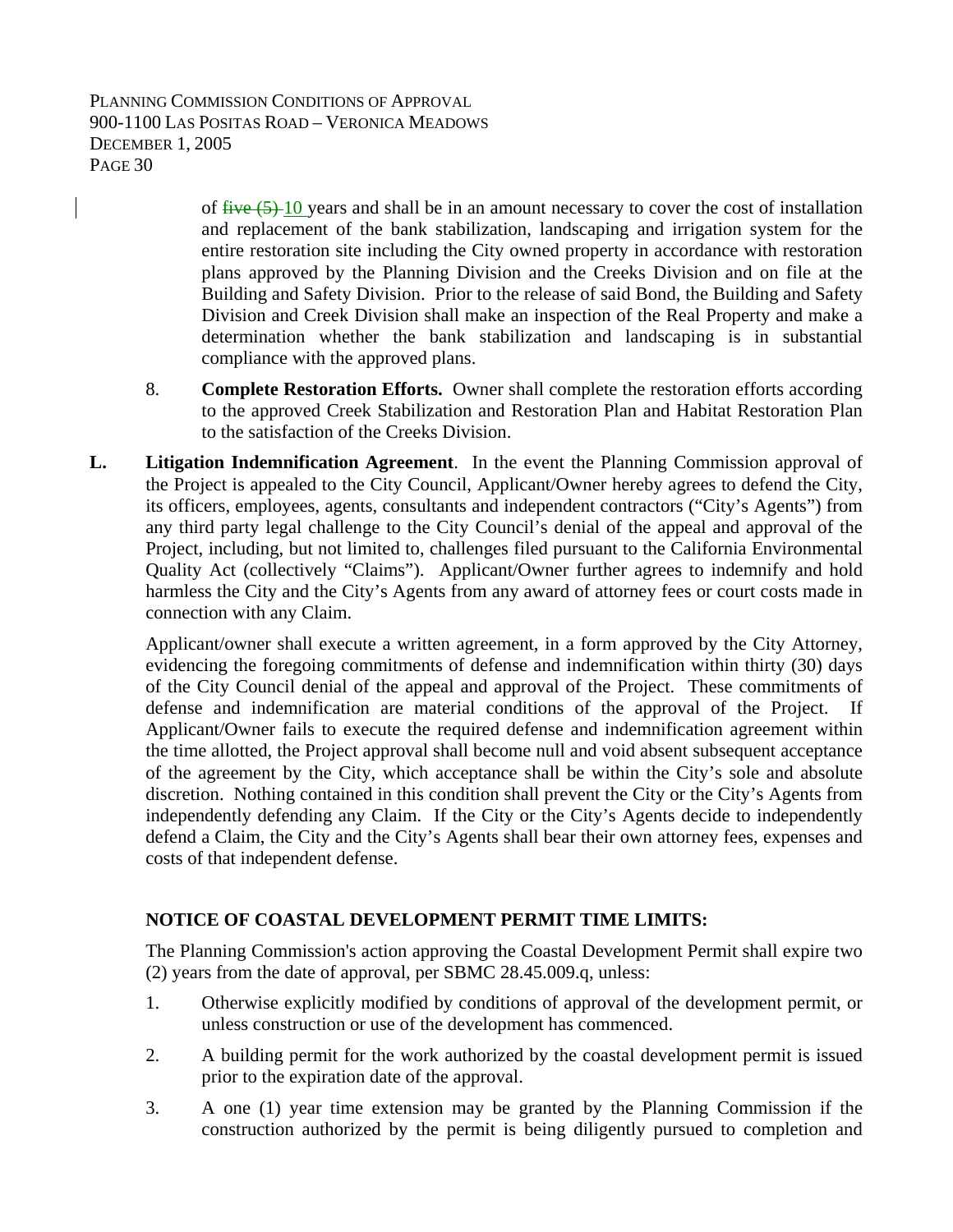of ~~five (5)~~ 10 years and shall be in an amount necessary to cover the cost of installation and replacement of the bank stabilization, landscaping and irrigation system for the entire restoration site including the City owned property in accordance with restoration plans approved by the Planning Division and the Creeks Division and on file at the Building and Safety Division. Prior to the release of said Bond, the Building and Safety Division and Creek Division shall make an inspection of the Real Property and make a determination whether the bank stabilization and landscaping is in substantial compliance with the approved plans.

8. **Complete Restoration Efforts.** Owner shall complete the restoration efforts according to the approved Creek Stabilization and Restoration Plan and Habitat Restoration Plan to the satisfaction of the Creeks Division.

**L. Litigation Indemnification Agreement**. In the event the Planning Commission approval of the Project is appealed to the City Council, Applicant/Owner hereby agrees to defend the City, its officers, employees, agents, consultants and independent contractors ("City's Agents") from any third party legal challenge to the City Council's denial of the appeal and approval of the Project, including, but not limited to, challenges filed pursuant to the California Environmental Quality Act (collectively "Claims"). Applicant/Owner further agrees to indemnify and hold harmless the City and the City's Agents from any award of attorney fees or court costs made in connection with any Claim.

Applicant/owner shall execute a written agreement, in a form approved by the City Attorney, evidencing the foregoing commitments of defense and indemnification within thirty (30) days of the City Council denial of the appeal and approval of the Project. These commitments of defense and indemnification are material conditions of the approval of the Project. If Applicant/Owner fails to execute the required defense and indemnification agreement within the time allotted, the Project approval shall become null and void absent subsequent acceptance of the agreement by the City, which acceptance shall be within the City's sole and absolute discretion. Nothing contained in this condition shall prevent the City or the City's Agents from independently defending any Claim. If the City or the City's Agents decide to independently defend a Claim, the City and the City's Agents shall bear their own attorney fees, expenses and costs of that independent defense.

**NOTICE OF COASTAL DEVELOPMENT PERMIT TIME LIMITS:**

The Planning Commission's action approving the Coastal Development Permit shall expire two (2) years from the date of approval, per SBMC 28.45.009.q, unless:

1. Otherwise explicitly modified by conditions of approval of the development permit, or unless construction or use of the development has commenced.
2. A building permit for the work authorized by the coastal development permit is issued prior to the expiration date of the approval.
3. A one (1) year time extension may be granted by the Planning Commission if the construction authorized by the permit is being diligently pursued to completion and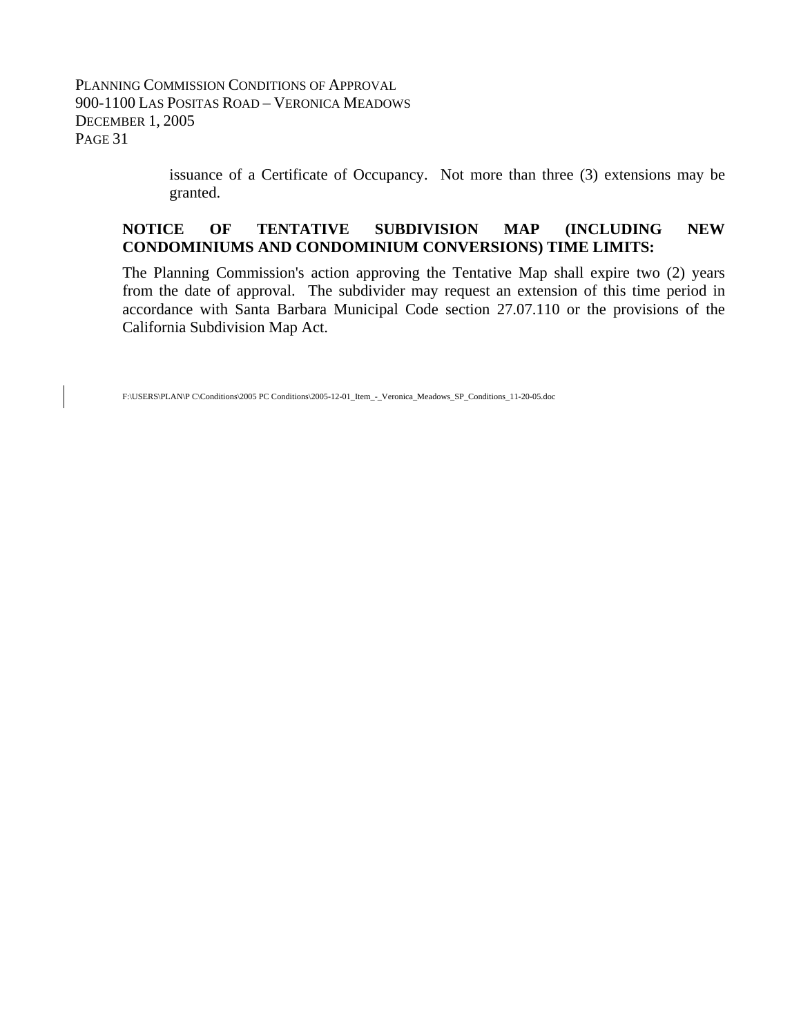issuance of a Certificate of Occupancy. Not more than three (3) extensions may be granted.

**NOTICE OF TENTATIVE SUBDIVISION MAP (INCLUDING NEW CONDOMINIUMS AND CONDOMINIUM CONVERSIONS) TIME LIMITS:**

The Planning Commission's action approving the Tentative Map shall expire two (2) years from the date of approval. The subdivider may request an extension of this time period in accordance with Santa Barbara Municipal Code section 27.07.110 or the provisions of the California Subdivision Map Act.

F:\USERS\PLAN\P C\Conditions\2005 PC Conditions\2005-12-01_Item_-_Veronica_Meadows_SP_Conditions_11-20-05.doc